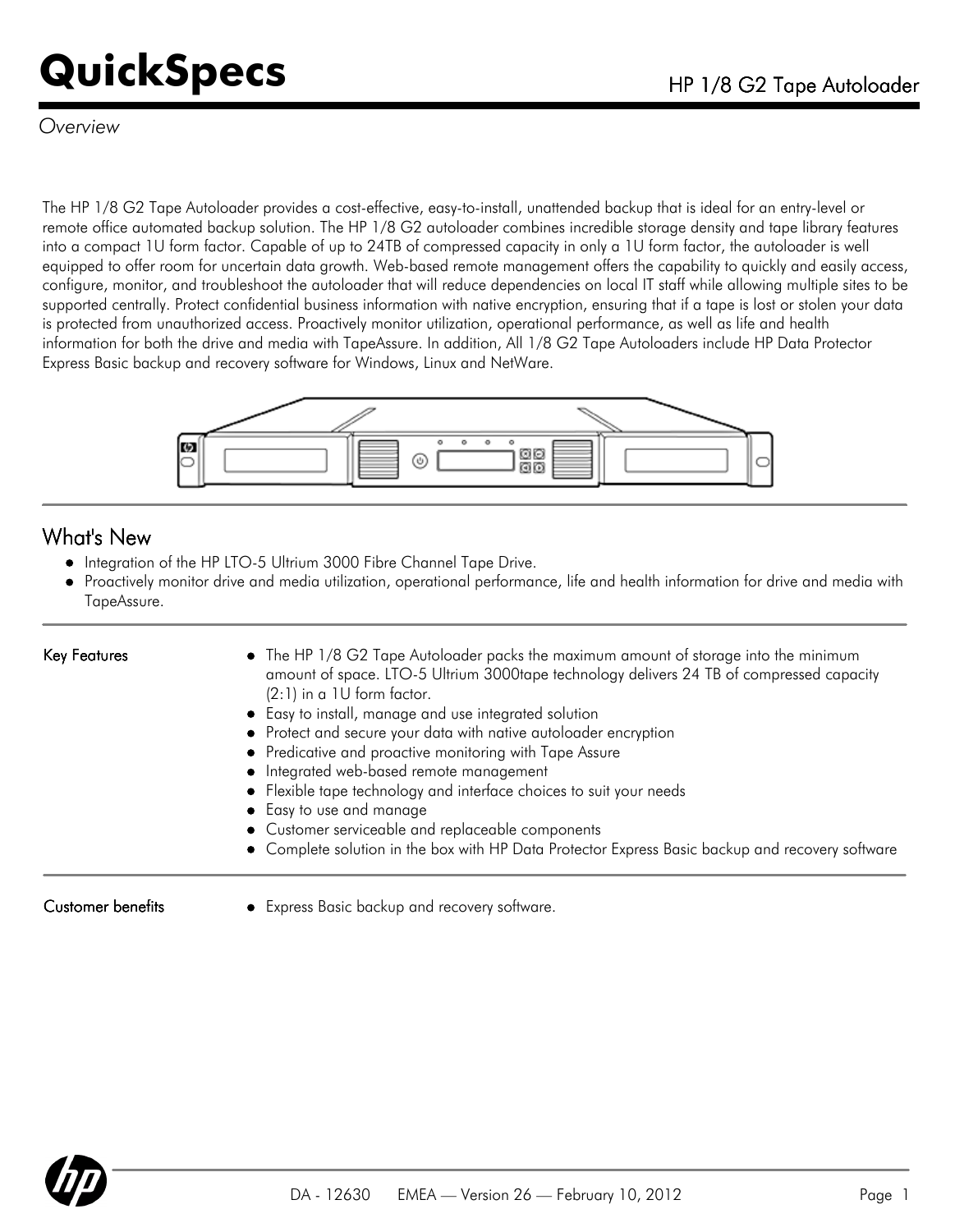# QuickSpecs

## HP 1/8 G2 Tape Autoloader

*Overview*

The HP 1/8 G2 Tape Autoloader provides a cost-effective, easy-to-install, unattended backup that is ideal for an entry-level or remote office automated backup solution. The HP 1/8 G2 autoloader combines incredible storage density and tape library features into a compact 1U form factor. Capable of up to 24TB of compressed capacity in only a 1U form factor, the autoloader is well equipped to offer room for uncertain data growth. Web-based remote management offers the capability to quickly and easily access, configure, monitor, and troubleshoot the autoloader that will reduce dependencies on local IT staff while allowing multiple sites to be supported centrally. Protect confidential business information with native encryption, ensuring that if a tape is lost or stolen your data is protected from unauthorized access. Proactively monitor utilization, operational performance, as well as life and health information for both the drive and media with TapeAssure. In addition, All 1/8 G2 Tape Autoloaders include HP Data Protector Express Basic backup and recovery software for Windows, Linux and NetWare.

## What's New

- Integration of the HP LTO-5 Ultrium 3000 Fibre Channel Tape Drive.
- Proactively monitor drive and media utilization, operational performance, life and health information for drive and media with TapeAssure.

### Key Features

- The HP 1/8 G2 Tape Autoloader packs the maximum amount of storage into the minimum amount of space. LTO-5 Ultrium 3000tape technology delivers 24 TB of compressed capacity (2:1) in a 1U form factor.
- Easy to install, manage and use integrated solution
- Protect and secure your data with native autoloader encryption
- Predicative and proactive monitoring with Tape Assure
- Integrated web-based remote management
- Flexible tape technology and interface choices to suit your needs
- Easy to use and manage
- Customer serviceable and replaceable components
- Complete solution in the box with HP Data Protector Express Basic backup and recovery software

### Customer benefits

- Express Basic backup and recovery software.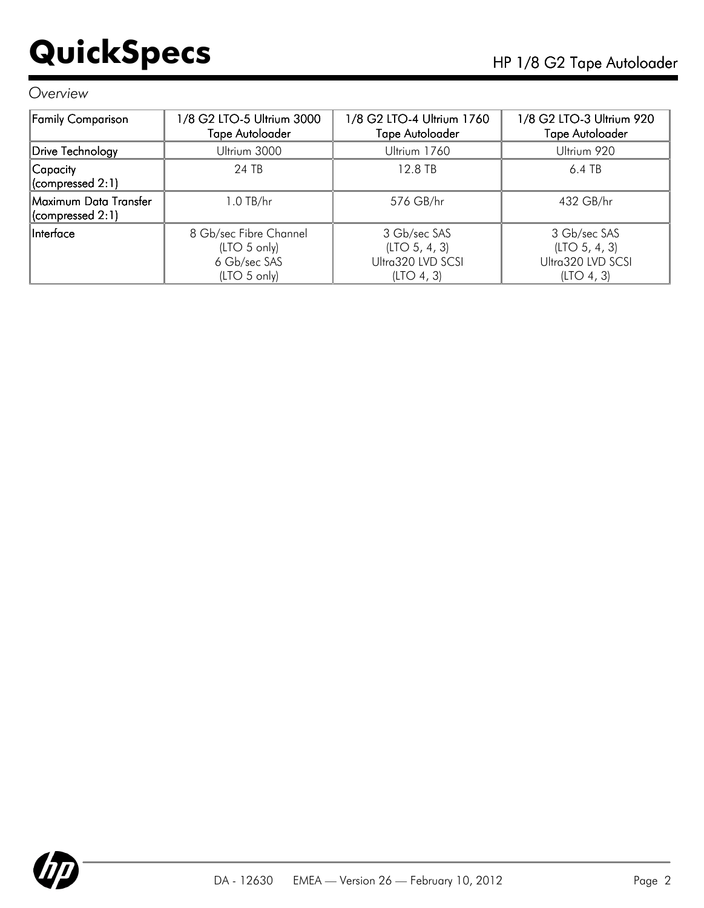*Overview*

| Family Comparison | 1/8 G2 LTO-5 Ultrium 3000 Tape Autoloader | 1/8 G2 LTO-4 Ultrium 1760 Tape Autoloader | 1/8 G2 LTO-3 Ultrium 920 Tape Autoloader |
|---|---|---|---|
| Drive Technology | Ultrium 3000 | Ultrium 1760 | Ultrium 920 |
| Capacity (compressed 2:1) | 24 TB | 12.8 TB | 6.4 TB |
| Maximum Data Transfer (compressed 2:1) | 1.0 TB/hr | 576 GB/hr | 432 GB/hr |
| Interface | 8 Gb/sec Fibre Channel (LTO 5 only) 6 Gb/sec SAS (LTO 5 only) | 3 Gb/sec SAS (LTO 5, 4, 3) Ultra320 LVD SCSI (LTO 4, 3) | 3 Gb/sec SAS (LTO 5, 4, 3) Ultra320 LVD SCSI (LTO 4, 3) |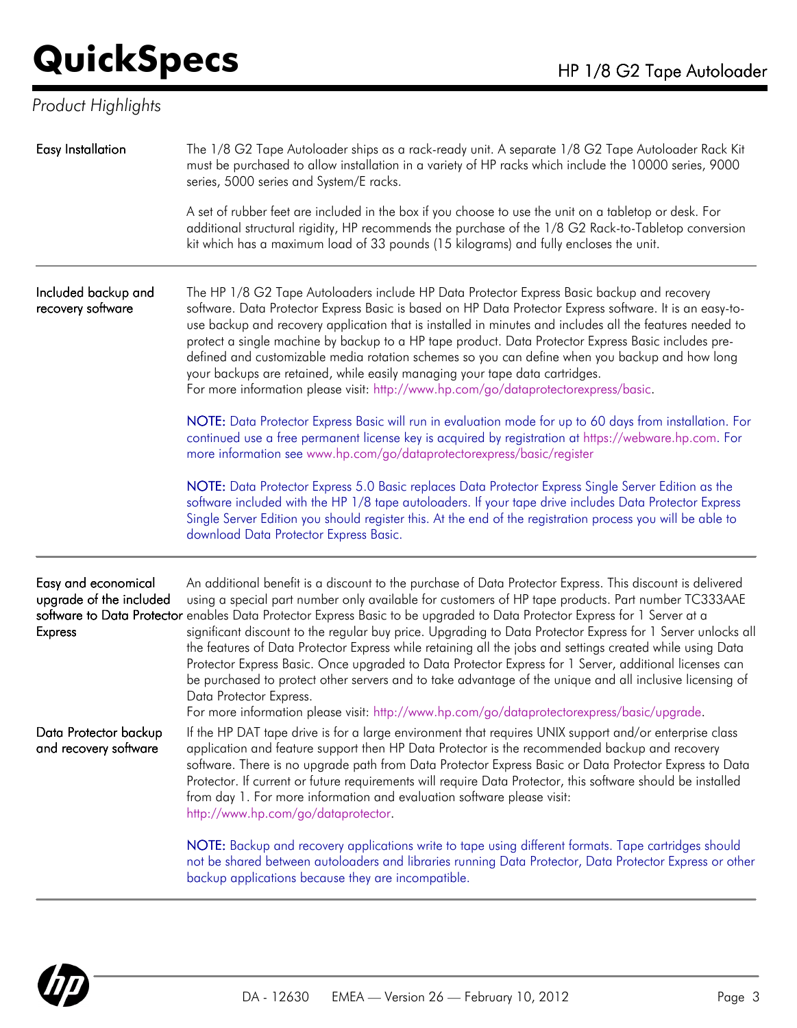## Product Highlights

### Easy Installation

The 1/8 G2 Tape Autoloader ships as a rack-ready unit. A separate 1/8 G2 Tape Autoloader Rack Kit must be purchased to allow installation in a variety of HP racks which include the 10000 series, 9000 series, 5000 series and System/E racks.

A set of rubber feet are included in the box if you choose to use the unit on a tabletop or desk. For additional structural rigidity, HP recommends the purchase of the 1/8 G2 Rack-to-Tabletop conversion kit which has a maximum load of 33 pounds (15 kilograms) and fully encloses the unit.

### Included backup and recovery software

The HP 1/8 G2 Tape Autoloaders include HP Data Protector Express Basic backup and recovery software. Data Protector Express Basic is based on HP Data Protector Express software. It is an easy-to-use backup and recovery application that is installed in minutes and includes all the features needed to protect a single machine by backup to a HP tape product. Data Protector Express Basic includes pre-defined and customizable media rotation schemes so you can define when you backup and how long your backups are retained, while easily managing your tape data cartridges.
For more information please visit: http://www.hp.com/go/dataprotectorexpress/basic.

**NOTE:** Data Protector Express Basic will run in evaluation mode for up to 60 days from installation. For continued use a free permanent license key is acquired by registration at https://webware.hp.com. For more information see www.hp.com/go/dataprotectorexpress/basic/register

**NOTE:** Data Protector Express 5.0 Basic replaces Data Protector Express Single Server Edition as the software included with the HP 1/8 tape autoloaders. If your tape drive includes Data Protector Express Single Server Edition you should register this. At the end of the registration process you will be able to download Data Protector Express Basic.

### Easy and economical upgrade of the included software to Data Protector Express

An additional benefit is a discount to the purchase of Data Protector Express. This discount is delivered using a special part number only available for customers of HP tape products. Part number TC333AAE enables Data Protector Express Basic to be upgraded to Data Protector Express for 1 Server at a significant discount to the regular buy price. Upgrading to Data Protector Express for 1 Server unlocks all the features of Data Protector Express while retaining all the jobs and settings created while using Data Protector Express Basic. Once upgraded to Data Protector Express for 1 Server, additional licenses can be purchased to protect other servers and to take advantage of the unique and all inclusive licensing of Data Protector Express.
For more information please visit: http://www.hp.com/go/dataprotectorexpress/basic/upgrade.

### Data Protector backup and recovery software

If the HP DAT tape drive is for a large environment that requires UNIX support and/or enterprise class application and feature support then HP Data Protector is the recommended backup and recovery software. There is no upgrade path from Data Protector Express Basic or Data Protector Express to Data Protector. If current or future requirements will require Data Protector, this software should be installed from day 1. For more information and evaluation software please visit:
http://www.hp.com/go/dataprotector.

**NOTE:** Backup and recovery applications write to tape using different formats. Tape cartridges should not be shared between autoloaders and libraries running Data Protector, Data Protector Express or other backup applications because they are incompatible.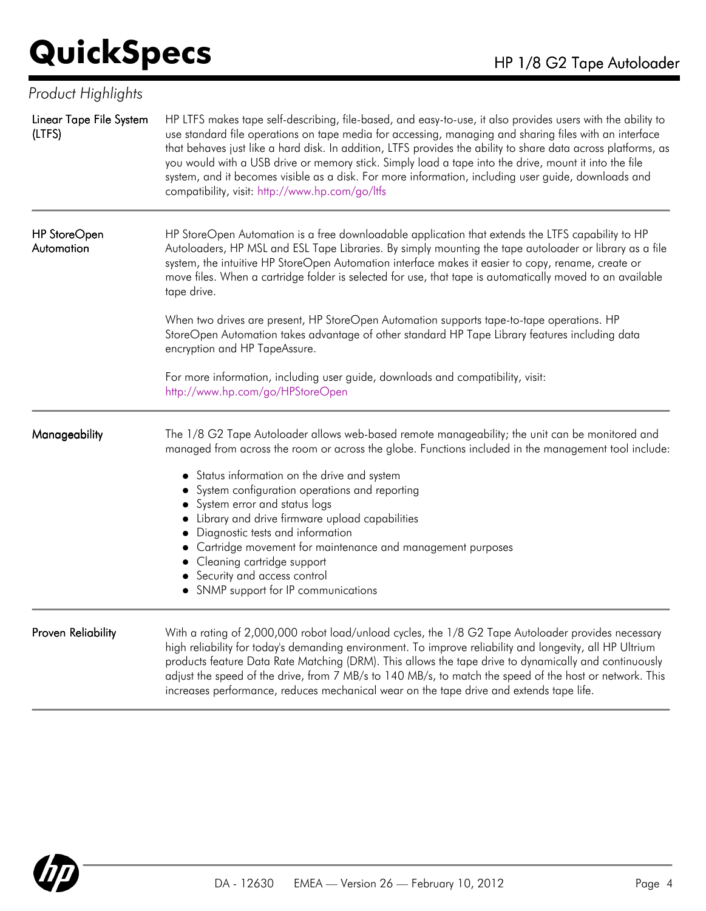## Product Highlights

### Linear Tape File System (LTFS)

HP LTFS makes tape self-describing, file-based, and easy-to-use, it also provides users with the ability to use standard file operations on tape media for accessing, managing and sharing files with an interface that behaves just like a hard disk. In addition, LTFS provides the ability to share data across platforms, as you would with a USB drive or memory stick. Simply load a tape into the drive, mount it into the file system, and it becomes visible as a disk. For more information, including user guide, downloads and compatibility, visit: http://www.hp.com/go/ltfs

### HP StoreOpen Automation

HP StoreOpen Automation is a free downloadable application that extends the LTFS capability to HP Autoloaders, HP MSL and ESL Tape Libraries. By simply mounting the tape autoloader or library as a file system, the intuitive HP StoreOpen Automation interface makes it easier to copy, rename, create or move files. When a cartridge folder is selected for use, that tape is automatically moved to an available tape drive.

When two drives are present, HP StoreOpen Automation supports tape-to-tape operations. HP StoreOpen Automation takes advantage of other standard HP Tape Library features including data encryption and HP TapeAssure.

For more information, including user guide, downloads and compatibility, visit: http://www.hp.com/go/HPStoreOpen

### Manageability

The 1/8 G2 Tape Autoloader allows web-based remote manageability; the unit can be monitored and managed from across the room or across the globe. Functions included in the management tool include:

- Status information on the drive and system
- System configuration operations and reporting
- System error and status logs
- Library and drive firmware upload capabilities
- Diagnostic tests and information
- Cartridge movement for maintenance and management purposes
- Cleaning cartridge support
- Security and access control
- SNMP support for IP communications

### Proven Reliability

With a rating of 2,000,000 robot load/unload cycles, the 1/8 G2 Tape Autoloader provides necessary high reliability for today's demanding environment. To improve reliability and longevity, all HP Ultrium products feature Data Rate Matching (DRM). This allows the tape drive to dynamically and continuously adjust the speed of the drive, from 7 MB/s to 140 MB/s, to match the speed of the host or network. This increases performance, reduces mechanical wear on the tape drive and extends tape life.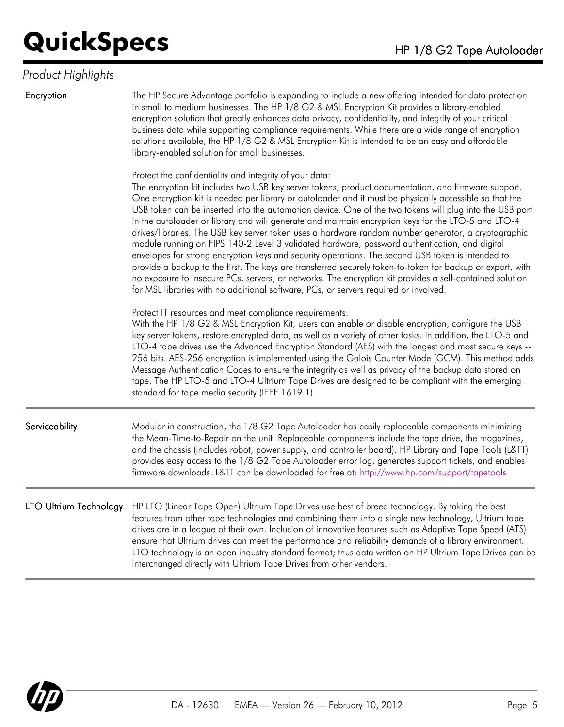*Product Highlights*

**Encryption**

The HP Secure Advantage portfolio is expanding to include a new offering intended for data protection in small to medium businesses. The HP 1/8 G2 & MSL Encryption Kit provides a library-enabled encryption solution that greatly enhances data privacy, confidentiality, and integrity of your critical business data while supporting compliance requirements. While there are a wide range of encryption solutions available, the HP 1/8 G2 & MSL Encryption Kit is intended to be an easy and affordable library-enabled solution for small businesses.

Protect the confidentiality and integrity of your data:
The encryption kit includes two USB key server tokens, product documentation, and firmware support. One encryption kit is needed per library or autoloader and it must be physically accessible so that the USB token can be inserted into the automation device. One of the two tokens will plug into the USB port in the autoloader or library and will generate and maintain encryption keys for the LTO-5 and LTO-4 drives/libraries. The USB key server token uses a hardware random number generator, a cryptographic module running on FIPS 140-2 Level 3 validated hardware, password authentication, and digital envelopes for strong encryption keys and security operations. The second USB token is intended to provide a backup to the first. The keys are transferred securely token-to-token for backup or export, with no exposure to insecure PCs, servers, or networks. The encryption kit provides a self-contained solution for MSL libraries with no additional software, PCs, or servers required or involved.

Protect IT resources and meet compliance requirements:
With the HP 1/8 G2 & MSL Encryption Kit, users can enable or disable encryption, configure the USB key server tokens, restore encrypted data, as well as a variety of other tasks. In addition, the LTO-5 and LTO-4 tape drives use the Advanced Encryption Standard (AES) with the longest and most secure keys -- 256 bits. AES-256 encryption is implemented using the Galois Counter Mode (GCM). This method adds Message Authentication Codes to ensure the integrity as well as privacy of the backup data stored on tape. The HP LTO-5 and LTO-4 Ultrium Tape Drives are designed to be compliant with the emerging standard for tape media security (IEEE 1619.1).

**Serviceability**

Modular in construction, the 1/8 G2 Tape Autoloader has easily replaceable components minimizing the Mean-Time-to-Repair on the unit. Replaceable components include the tape drive, the magazines, and the chassis (includes robot, power supply, and controller board). HP Library and Tape Tools (L&TT) provides easy access to the 1/8 G2 Tape Autoloader error log, generates support tickets, and enables firmware downloads. L&TT can be downloaded for free at: http://www.hp.com/support/tapetools

**LTO Ultrium Technology**

HP LTO (Linear Tape Open) Ultrium Tape Drives use best of breed technology. By taking the best features from other tape technologies and combining them into a single new technology, Ultrium tape drives are in a league of their own. Inclusion of innovative features such as Adaptive Tape Speed (ATS) ensure that Ultrium drives can meet the performance and reliability demands of a library environment. LTO technology is an open industry standard format; thus data written on HP Ultrium Tape Drives can be interchanged directly with Ultrium Tape Drives from other vendors.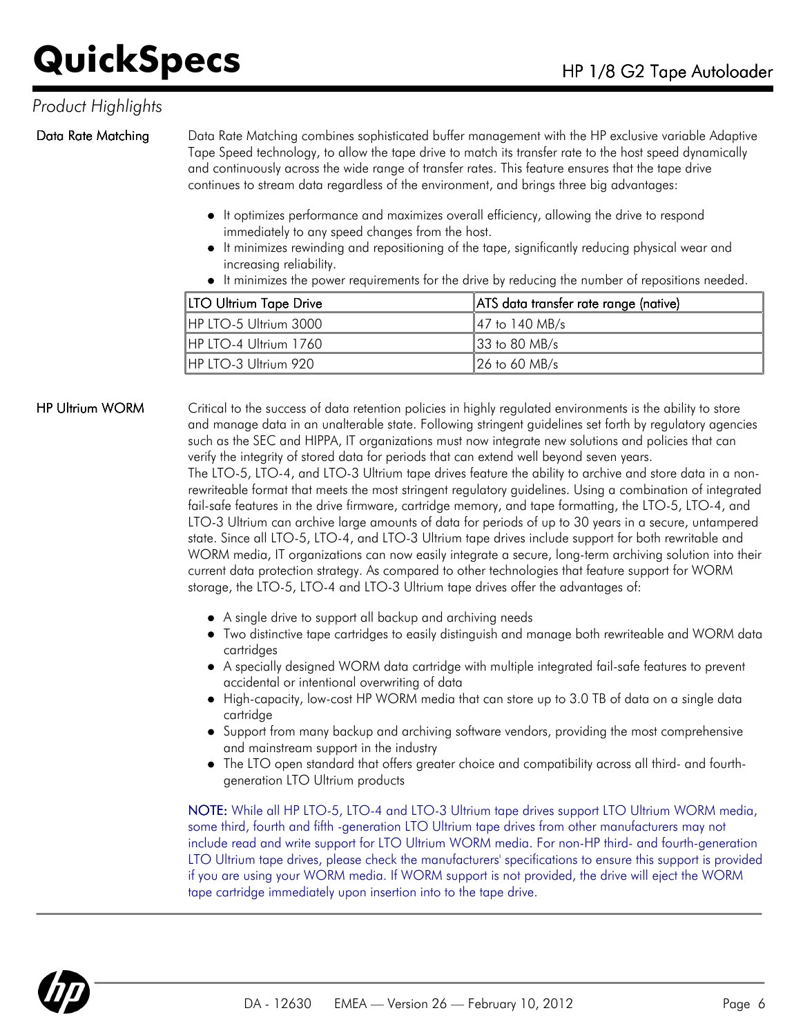## Product Highlights

### Data Rate Matching

Data Rate Matching combines sophisticated buffer management with the HP exclusive variable Adaptive Tape Speed technology, to allow the tape drive to match its transfer rate to the host speed dynamically and continuously across the wide range of transfer rates. This feature ensures that the tape drive continues to stream data regardless of the environment, and brings three big advantages:

- It optimizes performance and maximizes overall efficiency, allowing the drive to respond immediately to any speed changes from the host.
- It minimizes rewinding and repositioning of the tape, significantly reducing physical wear and increasing reliability.
- It minimizes the power requirements for the drive by reducing the number of repositions needed.

| LTO Ultrium Tape Drive | ATS data transfer rate range (native) |
|---|---|
| HP LTO-5 Ultrium 3000 | 47 to 140 MB/s |
| HP LTO-4 Ultrium 1760 | 33 to 80 MB/s |
| HP LTO-3 Ultrium 920 | 26 to 60 MB/s |

### HP Ultrium WORM

Critical to the success of data retention policies in highly regulated environments is the ability to store and manage data in an unalterable state. Following stringent guidelines set forth by regulatory agencies such as the SEC and HIPPA, IT organizations must now integrate new solutions and policies that can verify the integrity of stored data for periods that can extend well beyond seven years.
The LTO-5, LTO-4, and LTO-3 Ultrium tape drives feature the ability to archive and store data in a non-rewriteable format that meets the most stringent regulatory guidelines. Using a combination of integrated fail-safe features in the drive firmware, cartridge memory, and tape formatting, the LTO-5, LTO-4, and LTO-3 Ultrium can archive large amounts of data for periods of up to 30 years in a secure, untampered state. Since all LTO-5, LTO-4, and LTO-3 Ultrium tape drives include support for both rewritable and WORM media, IT organizations can now easily integrate a secure, long-term archiving solution into their current data protection strategy. As compared to other technologies that feature support for WORM storage, the LTO-5, LTO-4 and LTO-3 Ultrium tape drives offer the advantages of:

- A single drive to support all backup and archiving needs
- Two distinctive tape cartridges to easily distinguish and manage both rewriteable and WORM data cartridges
- A specially designed WORM data cartridge with multiple integrated fail-safe features to prevent accidental or intentional overwriting of data
- High-capacity, low-cost HP WORM media that can store up to 3.0 TB of data on a single data cartridge
- Support from many backup and archiving software vendors, providing the most comprehensive and mainstream support in the industry
- The LTO open standard that offers greater choice and compatibility across all third- and fourth-generation LTO Ultrium products

**NOTE:** While all HP LTO-5, LTO-4 and LTO-3 Ultrium tape drives support LTO Ultrium WORM media, some third, fourth and fifth -generation LTO Ultrium tape drives from other manufacturers may not include read and write support for LTO Ultrium WORM media. For non-HP third- and fourth-generation LTO Ultrium tape drives, please check the manufacturers' specifications to ensure this support is provided if you are using your WORM media. If WORM support is not provided, the drive will eject the WORM tape cartridge immediately upon insertion into to the tape drive.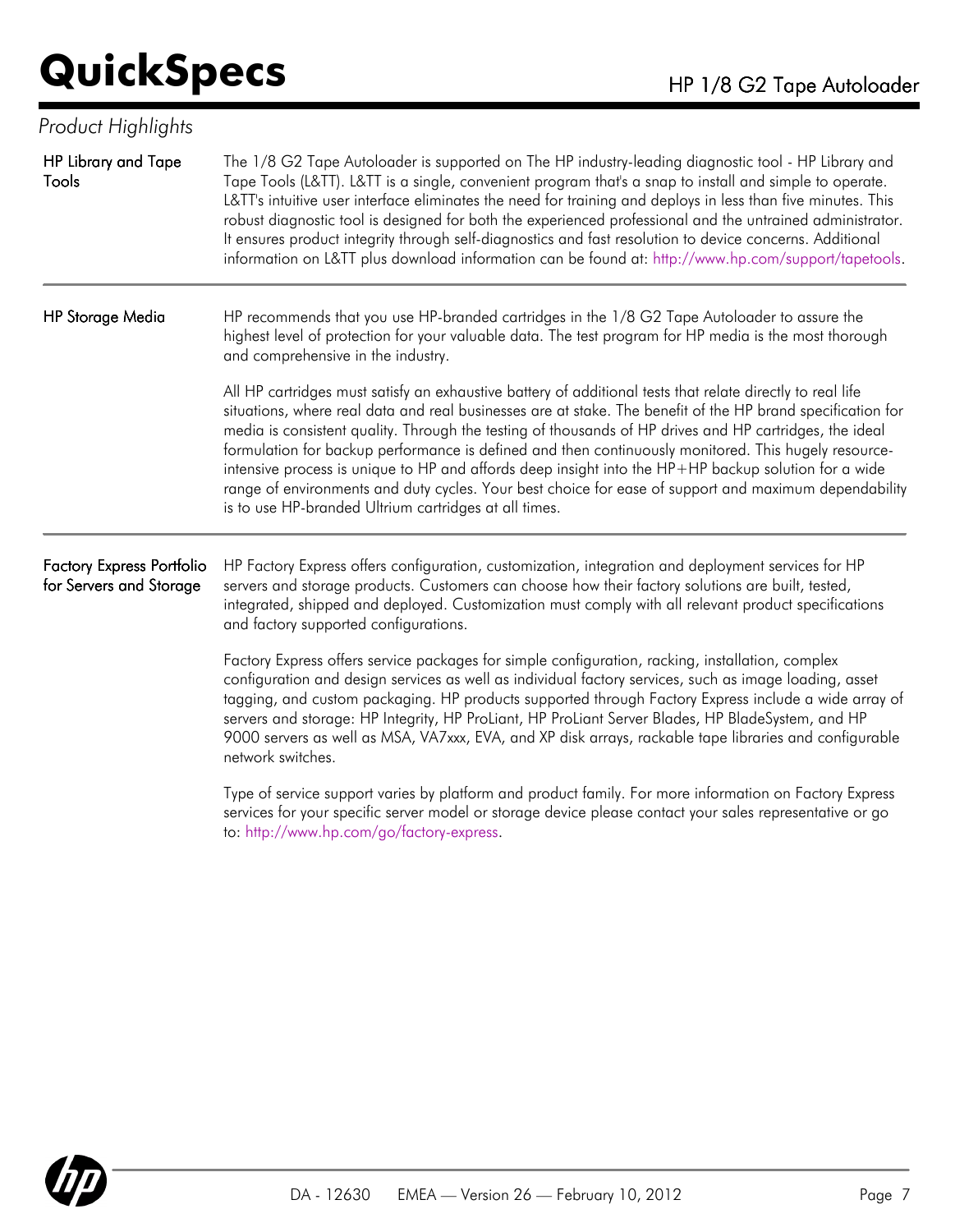## Product Highlights

**HP Library and Tape Tools**

The 1/8 G2 Tape Autoloader is supported on The HP industry-leading diagnostic tool - HP Library and Tape Tools (L&TT). L&TT is a single, convenient program that's a snap to install and simple to operate. L&TT's intuitive user interface eliminates the need for training and deploys in less than five minutes. This robust diagnostic tool is designed for both the experienced professional and the untrained administrator. It ensures product integrity through self-diagnostics and fast resolution to device concerns. Additional information on L&TT plus download information can be found at: http://www.hp.com/support/tapetools.

**HP Storage Media**

HP recommends that you use HP-branded cartridges in the 1/8 G2 Tape Autoloader to assure the highest level of protection for your valuable data. The test program for HP media is the most thorough and comprehensive in the industry.

All HP cartridges must satisfy an exhaustive battery of additional tests that relate directly to real life situations, where real data and real businesses are at stake. The benefit of the HP brand specification for media is consistent quality. Through the testing of thousands of HP drives and HP cartridges, the ideal formulation for backup performance is defined and then continuously monitored. This hugely resource-intensive process is unique to HP and affords deep insight into the HP+HP backup solution for a wide range of environments and duty cycles. Your best choice for ease of support and maximum dependability is to use HP-branded Ultrium cartridges at all times.

**Factory Express Portfolio for Servers and Storage**

HP Factory Express offers configuration, customization, integration and deployment services for HP servers and storage products. Customers can choose how their factory solutions are built, tested, integrated, shipped and deployed. Customization must comply with all relevant product specifications and factory supported configurations.

Factory Express offers service packages for simple configuration, racking, installation, complex configuration and design services as well as individual factory services, such as image loading, asset tagging, and custom packaging. HP products supported through Factory Express include a wide array of servers and storage: HP Integrity, HP ProLiant, HP ProLiant Server Blades, HP BladeSystem, and HP 9000 servers as well as MSA, VA7xxx, EVA, and XP disk arrays, rackable tape libraries and configurable network switches.

Type of service support varies by platform and product family. For more information on Factory Express services for your specific server model or storage device please contact your sales representative or go to: http://www.hp.com/go/factory-express.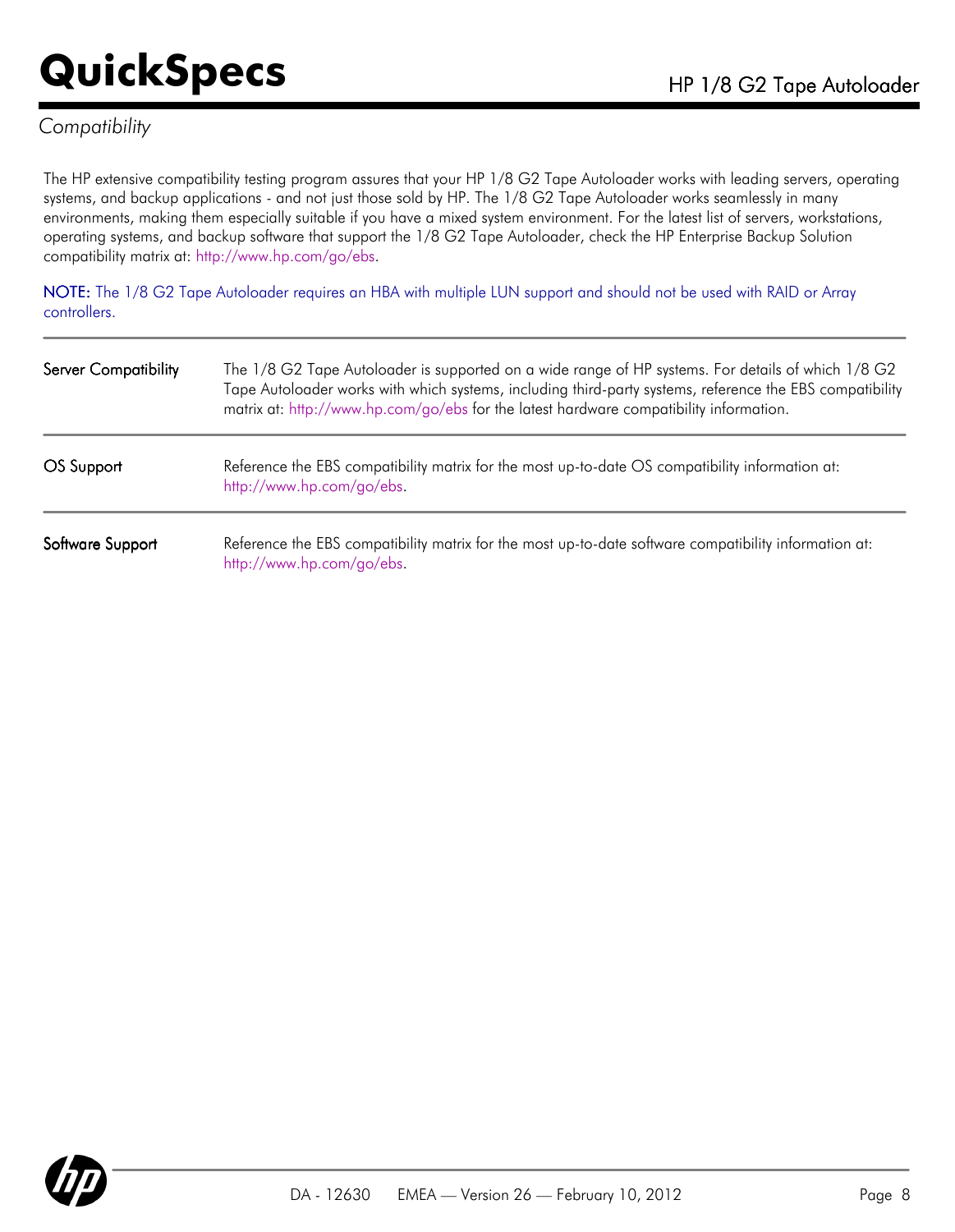## *Compatibility*

The HP extensive compatibility testing program assures that your HP 1/8 G2 Tape Autoloader works with leading servers, operating systems, and backup applications - and not just those sold by HP. The 1/8 G2 Tape Autoloader works seamlessly in many environments, making them especially suitable if you have a mixed system environment. For the latest list of servers, workstations, operating systems, and backup software that support the 1/8 G2 Tape Autoloader, check the HP Enterprise Backup Solution compatibility matrix at: http://www.hp.com/go/ebs.

**NOTE:** The 1/8 G2 Tape Autoloader requires an HBA with multiple LUN support and should not be used with RAID or Array controllers.

| | |
|---|---|
| Server Compatibility | The 1/8 G2 Tape Autoloader is supported on a wide range of HP systems. For details of which 1/8 G2 Tape Autoloader works with which systems, including third-party systems, reference the EBS compatibility matrix at: http://www.hp.com/go/ebs for the latest hardware compatibility information. |
| OS Support | Reference the EBS compatibility matrix for the most up-to-date OS compatibility information at: http://www.hp.com/go/ebs. |
| Software Support | Reference the EBS compatibility matrix for the most up-to-date software compatibility information at: http://www.hp.com/go/ebs. |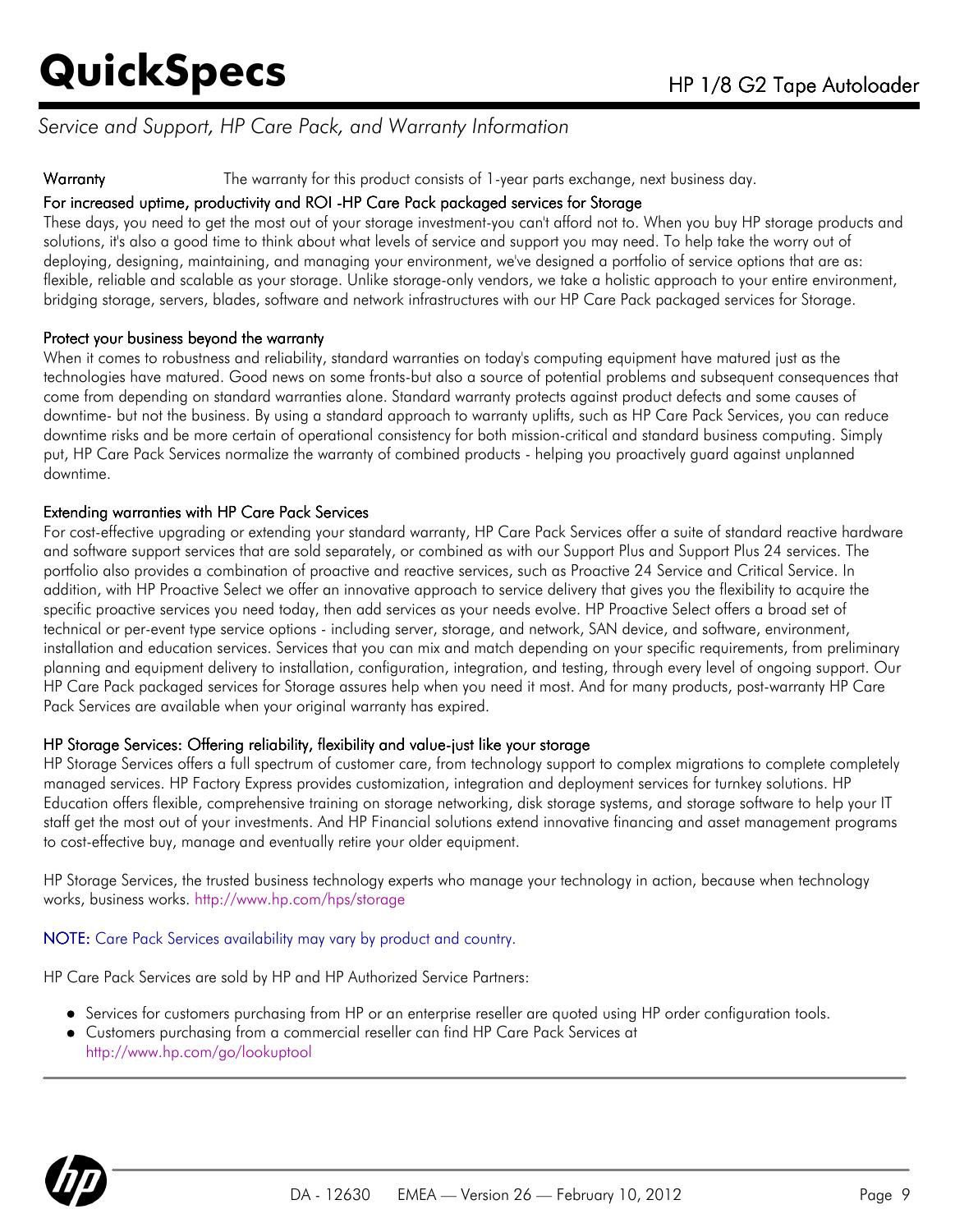## Service and Support, HP Care Pack, and Warranty Information

**Warranty** The warranty for this product consists of 1-year parts exchange, next business day.

### For increased uptime, productivity and ROI -HP Care Pack packaged services for Storage

These days, you need to get the most out of your storage investment-you can't afford not to. When you buy HP storage products and solutions, it's also a good time to think about what levels of service and support you may need. To help take the worry out of deploying, designing, maintaining, and managing your environment, we've designed a portfolio of service options that are as: flexible, reliable and scalable as your storage. Unlike storage-only vendors, we take a holistic approach to your entire environment, bridging storage, servers, blades, software and network infrastructures with our HP Care Pack packaged services for Storage.

### Protect your business beyond the warranty

When it comes to robustness and reliability, standard warranties on today's computing equipment have matured just as the technologies have matured. Good news on some fronts-but also a source of potential problems and subsequent consequences that come from depending on standard warranties alone. Standard warranty protects against product defects and some causes of downtime- but not the business. By using a standard approach to warranty uplifts, such as HP Care Pack Services, you can reduce downtime risks and be more certain of operational consistency for both mission-critical and standard business computing. Simply put, HP Care Pack Services normalize the warranty of combined products - helping you proactively guard against unplanned downtime.

### Extending warranties with HP Care Pack Services

For cost-effective upgrading or extending your standard warranty, HP Care Pack Services offer a suite of standard reactive hardware and software support services that are sold separately, or combined as with our Support Plus and Support Plus 24 services. The portfolio also provides a combination of proactive and reactive services, such as Proactive 24 Service and Critical Service. In addition, with HP Proactive Select we offer an innovative approach to service delivery that gives you the flexibility to acquire the specific proactive services you need today, then add services as your needs evolve. HP Proactive Select offers a broad set of technical or per-event type service options - including server, storage, and network, SAN device, and software, environment, installation and education services. Services that you can mix and match depending on your specific requirements, from preliminary planning and equipment delivery to installation, configuration, integration, and testing, through every level of ongoing support. Our HP Care Pack packaged services for Storage assures help when you need it most. And for many products, post-warranty HP Care Pack Services are available when your original warranty has expired.

### HP Storage Services: Offering reliability, flexibility and value-just like your storage

HP Storage Services offers a full spectrum of customer care, from technology support to complex migrations to complete completely managed services. HP Factory Express provides customization, integration and deployment services for turnkey solutions. HP Education offers flexible, comprehensive training on storage networking, disk storage systems, and storage software to help your IT staff get the most out of your investments. And HP Financial solutions extend innovative financing and asset management programs to cost-effective buy, manage and eventually retire your older equipment.

HP Storage Services, the trusted business technology experts who manage your technology in action, because when technology works, business works. http://www.hp.com/hps/storage

**NOTE:** Care Pack Services availability may vary by product and country.

HP Care Pack Services are sold by HP and HP Authorized Service Partners:

- Services for customers purchasing from HP or an enterprise reseller are quoted using HP order configuration tools.
- Customers purchasing from a commercial reseller can find HP Care Pack Services at http://www.hp.com/go/lookuptool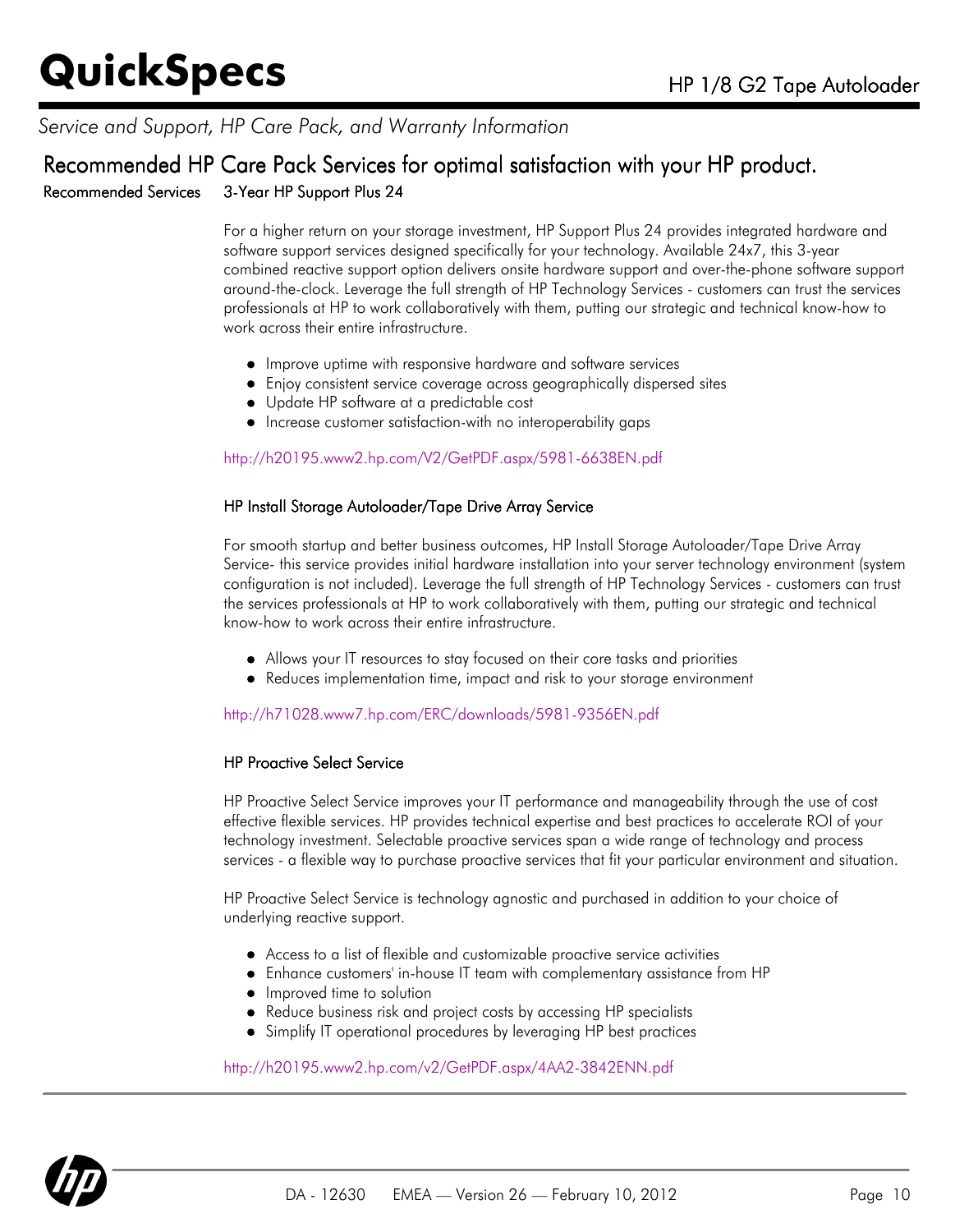*Service and Support, HP Care Pack, and Warranty Information*

## Recommended HP Care Pack Services for optimal satisfaction with your HP product.

**Recommended Services**

### 3-Year HP Support Plus 24

For a higher return on your storage investment, HP Support Plus 24 provides integrated hardware and software support services designed specifically for your technology. Available 24x7, this 3-year combined reactive support option delivers onsite hardware support and over-the-phone software support around-the-clock. Leverage the full strength of HP Technology Services - customers can trust the services professionals at HP to work collaboratively with them, putting our strategic and technical know-how to work across their entire infrastructure.

- Improve uptime with responsive hardware and software services
- Enjoy consistent service coverage across geographically dispersed sites
- Update HP software at a predictable cost
- Increase customer satisfaction-with no interoperability gaps

http://h20195.www2.hp.com/V2/GetPDF.aspx/5981-6638EN.pdf

### HP Install Storage Autoloader/Tape Drive Array Service

For smooth startup and better business outcomes, HP Install Storage Autoloader/Tape Drive Array Service- this service provides initial hardware installation into your server technology environment (system configuration is not included). Leverage the full strength of HP Technology Services - customers can trust the services professionals at HP to work collaboratively with them, putting our strategic and technical know-how to work across their entire infrastructure.

- Allows your IT resources to stay focused on their core tasks and priorities
- Reduces implementation time, impact and risk to your storage environment

http://h71028.www7.hp.com/ERC/downloads/5981-9356EN.pdf

### HP Proactive Select Service

HP Proactive Select Service improves your IT performance and manageability through the use of cost effective flexible services. HP provides technical expertise and best practices to accelerate ROI of your technology investment. Selectable proactive services span a wide range of technology and process services - a flexible way to purchase proactive services that fit your particular environment and situation.

HP Proactive Select Service is technology agnostic and purchased in addition to your choice of underlying reactive support.

- Access to a list of flexible and customizable proactive service activities
- Enhance customers' in-house IT team with complementary assistance from HP
- Improved time to solution
- Reduce business risk and project costs by accessing HP specialists
- Simplify IT operational procedures by leveraging HP best practices

http://h20195.www2.hp.com/v2/GetPDF.aspx/4AA2-3842ENN.pdf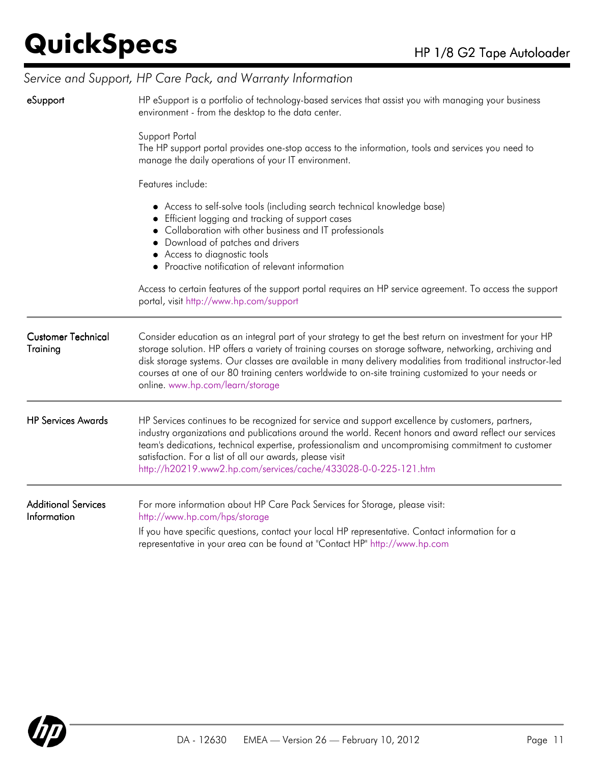*Service and Support, HP Care Pack, and Warranty Information*

**eSupport**

HP eSupport is a portfolio of technology-based services that assist you with managing your business environment - from the desktop to the data center.

Support Portal
The HP support portal provides one-stop access to the information, tools and services you need to manage the daily operations of your IT environment.

Features include:

- Access to self-solve tools (including search technical knowledge base)
- Efficient logging and tracking of support cases
- Collaboration with other business and IT professionals
- Download of patches and drivers
- Access to diagnostic tools
- Proactive notification of relevant information

Access to certain features of the support portal requires an HP service agreement. To access the support portal, visit http://www.hp.com/support

---

**Customer Technical Training**

Consider education as an integral part of your strategy to get the best return on investment for your HP storage solution. HP offers a variety of training courses on storage software, networking, archiving and disk storage systems. Our classes are available in many delivery modalities from traditional instructor-led courses at one of our 80 training centers worldwide to on-site training customized to your needs or online. www.hp.com/learn/storage

---

**HP Services Awards**

HP Services continues to be recognized for service and support excellence by customers, partners, industry organizations and publications around the world. Recent honors and award reflect our services team's dedications, technical expertise, professionalism and uncompromising commitment to customer satisfaction. For a list of all our awards, please visit http://h20219.www2.hp.com/services/cache/433028-0-0-225-121.htm

---

**Additional Services Information**

For more information about HP Care Pack Services for Storage, please visit: http://www.hp.com/hps/storage

If you have specific questions, contact your local HP representative. Contact information for a representative in your area can be found at "Contact HP" http://www.hp.com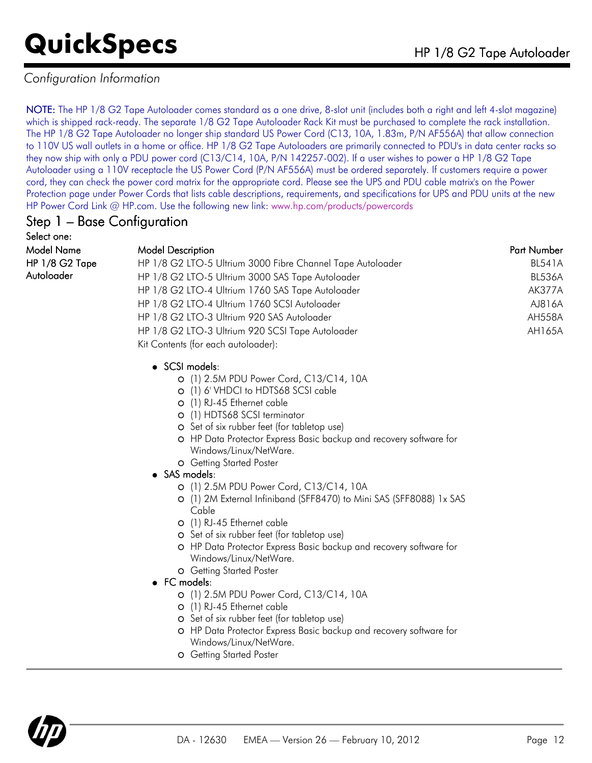## Configuration Information

NOTE: The HP 1/8 G2 Tape Autoloader comes standard as a one drive, 8-slot unit (includes both a right and left 4-slot magazine) which is shipped rack-ready. The separate 1/8 G2 Tape Autoloader Rack Kit must be purchased to complete the rack installation. The HP 1/8 G2 Tape Autoloader no longer ship standard US Power Cord (C13, 10A, 1.83m, P/N AF556A) that allow connection to 110V US wall outlets in a home or office. HP 1/8 G2 Tape Autoloaders are primarily connected to PDU's in data center racks so they now ship with only a PDU power cord (C13/C14, 10A, P/N 142257-002). If a user wishes to power a HP 1/8 G2 Tape Autoloader using a 110V receptacle the US Power Cord (P/N AF556A) must be ordered separately. If customers require a power cord, they can check the power cord matrix for the appropriate cord. Please see the UPS and PDU cable matrix's on the Power Protection page under Power Cords that lists cable descriptions, requirements, and specifications for UPS and PDU units at the new HP Power Cord Link @ HP.com. Use the following new link: www.hp.com/products/powercords

## Step 1 – Base Configuration

Select one:

| Model Name | Model Description | Part Number |
|---|---|---|
| HP 1/8 G2 Tape Autoloader | HP 1/8 G2 LTO-5 Ultrium 3000 Fibre Channel Tape Autoloader | BL541A |
| | HP 1/8 G2 LTO-5 Ultrium 3000 SAS Tape Autoloader | BL536A |
| | HP 1/8 G2 LTO-4 Ultrium 1760 SAS Tape Autoloader | AK377A |
| | HP 1/8 G2 LTO-4 Ultrium 1760 SCSI Autoloader | AJ816A |
| | HP 1/8 G2 LTO-3 Ultrium 920 SAS Autoloader | AH558A |
| | HP 1/8 G2 LTO-3 Ultrium 920 SCSI Tape Autoloader | AH165A |

Kit Contents (for each autoloader):

- SCSI models:
  - (1) 2.5M PDU Power Cord, C13/C14, 10A
  - (1) 6' VHDCI to HDTS68 SCSI cable
  - (1) RJ-45 Ethernet cable
  - (1) HDTS68 SCSI terminator
  - Set of six rubber feet (for tabletop use)
  - HP Data Protector Express Basic backup and recovery software for Windows/Linux/NetWare.
  - Getting Started Poster
- SAS models:
  - (1) 2.5M PDU Power Cord, C13/C14, 10A
  - (1) 2M External Infiniband (SFF8470) to Mini SAS (SFF8088) 1x SAS Cable
  - (1) RJ-45 Ethernet cable
  - Set of six rubber feet (for tabletop use)
  - HP Data Protector Express Basic backup and recovery software for Windows/Linux/NetWare.
  - Getting Started Poster
- FC models:
  - (1) 2.5M PDU Power Cord, C13/C14, 10A
  - (1) RJ-45 Ethernet cable
  - Set of six rubber feet (for tabletop use)
  - HP Data Protector Express Basic backup and recovery software for Windows/Linux/NetWare.
  - Getting Started Poster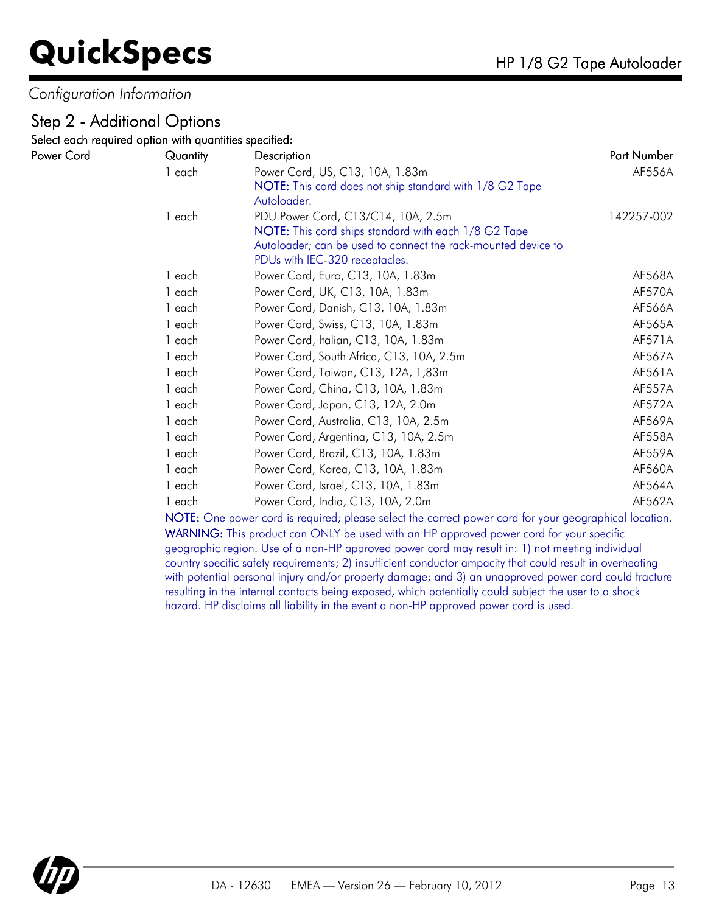*Configuration Information*

## Step 2 - Additional Options

Select each required option with quantities specified:

| Power Cord | Quantity | Description | Part Number |
|---|---|---|---|
| | 1 each | Power Cord, US, C13, 10A, 1.83m<br>**NOTE:** This cord does not ship standard with 1/8 G2 Tape Autoloader. | AF556A |
| | 1 each | PDU Power Cord, C13/C14, 10A, 2.5m<br>**NOTE:** This cord ships standard with each 1/8 G2 Tape Autoloader; can be used to connect the rack-mounted device to PDUs with IEC-320 receptacles. | 142257-002 |
| | 1 each | Power Cord, Euro, C13, 10A, 1.83m | AF568A |
| | 1 each | Power Cord, UK, C13, 10A, 1.83m | AF570A |
| | 1 each | Power Cord, Danish, C13, 10A, 1.83m | AF566A |
| | 1 each | Power Cord, Swiss, C13, 10A, 1.83m | AF565A |
| | 1 each | Power Cord, Italian, C13, 10A, 1.83m | AF571A |
| | 1 each | Power Cord, South Africa, C13, 10A, 2.5m | AF567A |
| | 1 each | Power Cord, Taiwan, C13, 12A, 1,83m | AF561A |
| | 1 each | Power Cord, China, C13, 10A, 1.83m | AF557A |
| | 1 each | Power Cord, Japan, C13, 12A, 2.0m | AF572A |
| | 1 each | Power Cord, Australia, C13, 10A, 2.5m | AF569A |
| | 1 each | Power Cord, Argentina, C13, 10A, 2.5m | AF558A |
| | 1 each | Power Cord, Brazil, C13, 10A, 1.83m | AF559A |
| | 1 each | Power Cord, Korea, C13, 10A, 1.83m | AF560A |
| | 1 each | Power Cord, Israel, C13, 10A, 1.83m | AF564A |
| | 1 each | Power Cord, India, C13, 10A, 2.0m | AF562A |

**NOTE:** One power cord is required; please select the correct power cord for your geographical location.

**WARNING:** This product can ONLY be used with an HP approved power cord for your specific geographic region. Use of a non-HP approved power cord may result in: 1) not meeting individual country specific safety requirements; 2) insufficient conductor ampacity that could result in overheating with potential personal injury and/or property damage; and 3) an unapproved power cord could fracture resulting in the internal contacts being exposed, which potentially could subject the user to a shock hazard. HP disclaims all liability in the event a non-HP approved power cord is used.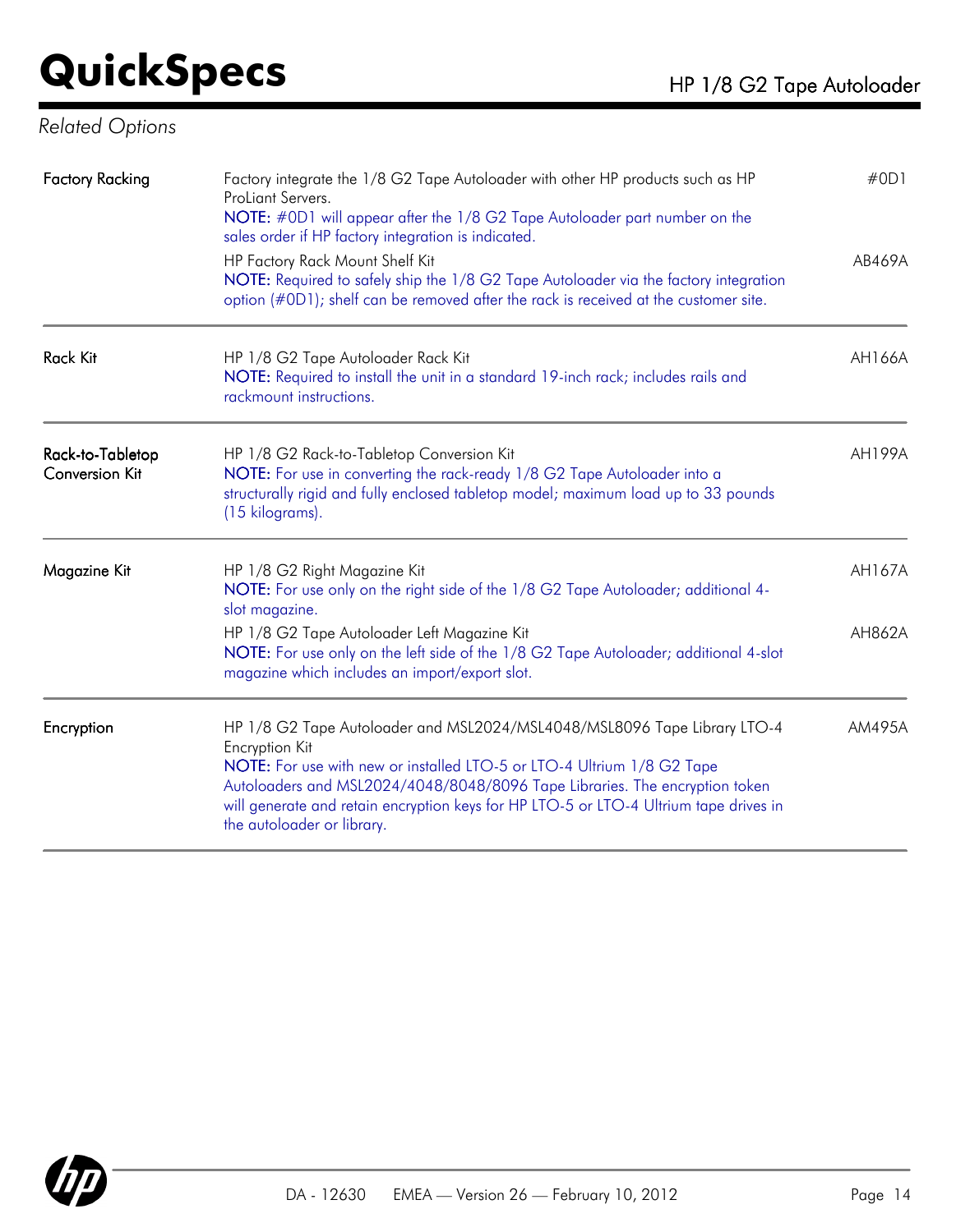*Related Options*

| | | |
|---|---|---|
| Factory Racking | Factory integrate the 1/8 G2 Tape Autoloader with other HP products such as HP ProLiant Servers.<br>**NOTE:** #0D1 will appear after the 1/8 G2 Tape Autoloader part number on the sales order if HP factory integration is indicated. | #0D1 |
| | HP Factory Rack Mount Shelf Kit<br>**NOTE:** Required to safely ship the 1/8 G2 Tape Autoloader via the factory integration option (#0D1); shelf can be removed after the rack is received at the customer site. | AB469A |
| Rack Kit | HP 1/8 G2 Tape Autoloader Rack Kit<br>**NOTE:** Required to install the unit in a standard 19-inch rack; includes rails and rackmount instructions. | AH166A |
| Rack-to-Tabletop Conversion Kit | HP 1/8 G2 Rack-to-Tabletop Conversion Kit<br>**NOTE:** For use in converting the rack-ready 1/8 G2 Tape Autoloader into a structurally rigid and fully enclosed tabletop model; maximum load up to 33 pounds (15 kilograms). | AH199A |
| Magazine Kit | HP 1/8 G2 Right Magazine Kit<br>**NOTE:** For use only on the right side of the 1/8 G2 Tape Autoloader; additional 4-slot magazine. | AH167A |
| | HP 1/8 G2 Tape Autoloader Left Magazine Kit<br>**NOTE:** For use only on the left side of the 1/8 G2 Tape Autoloader; additional 4-slot magazine which includes an import/export slot. | AH862A |
| Encryption | HP 1/8 G2 Tape Autoloader and MSL2024/MSL4048/MSL8096 Tape Library LTO-4 Encryption Kit<br>**NOTE:** For use with new or installed LTO-5 or LTO-4 Ultrium 1/8 G2 Tape Autoloaders and MSL2024/4048/8048/8096 Tape Libraries. The encryption token will generate and retain encryption keys for HP LTO-5 or LTO-4 Ultrium tape drives in the autoloader or library. | AM495A |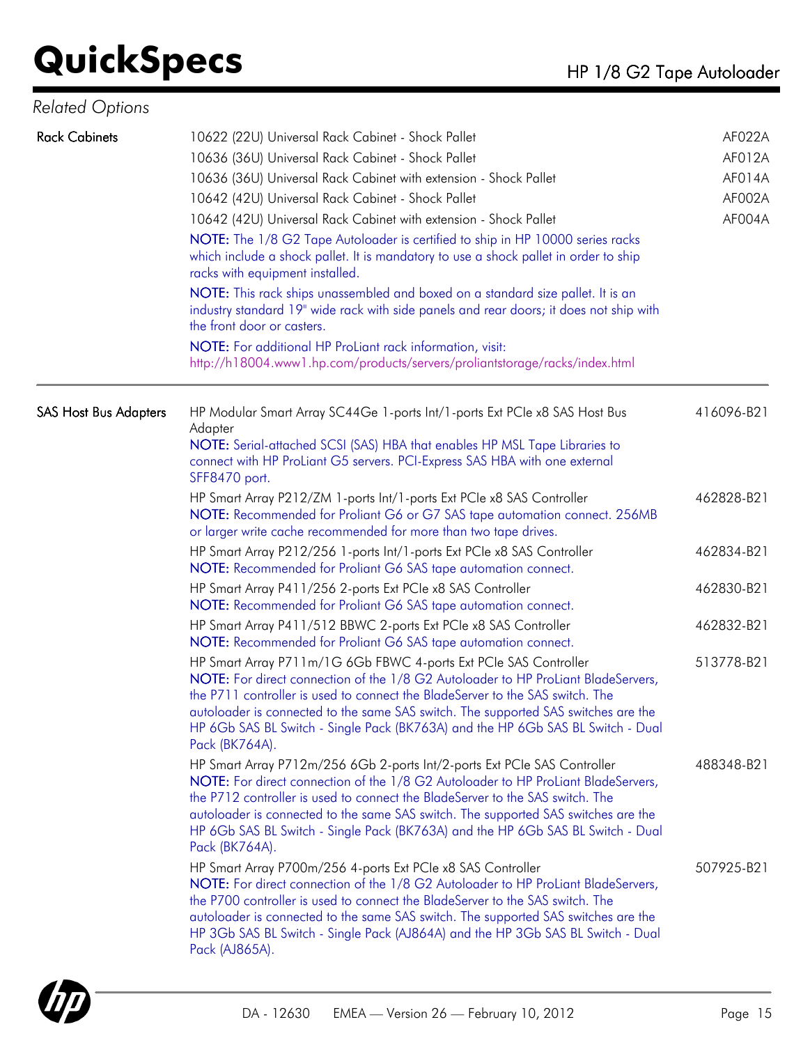## Related Options

| | | |
|---|---|---|
| **Rack Cabinets** | 10622 (22U) Universal Rack Cabinet - Shock Pallet | AF022A |
| | 10636 (36U) Universal Rack Cabinet - Shock Pallet | AF012A |
| | 10636 (36U) Universal Rack Cabinet with extension - Shock Pallet | AF014A |
| | 10642 (42U) Universal Rack Cabinet - Shock Pallet | AF002A |
| | 10642 (42U) Universal Rack Cabinet with extension - Shock Pallet<br>NOTE: The 1/8 G2 Tape Autoloader is certified to ship in HP 10000 series racks which include a shock pallet. It is mandatory to use a shock pallet in order to ship racks with equipment installed.<br>NOTE: This rack ships unassembled and boxed on a standard size pallet. It is an industry standard 19" wide rack with side panels and rear doors; it does not ship with the front door or casters.<br>NOTE: For additional HP ProLiant rack information, visit: http://h18004.www1.hp.com/products/servers/proliantstorage/racks/index.html | AF004A |
| **SAS Host Bus Adapters** | HP Modular Smart Array SC44Ge 1-ports Int/1-ports Ext PCIe x8 SAS Host Bus Adapter<br>NOTE: Serial-attached SCSI (SAS) HBA that enables HP MSL Tape Libraries to connect with HP ProLiant G5 servers. PCI-Express SAS HBA with one external SFF8470 port. | 416096-B21 |
| | HP Smart Array P212/ZM 1-ports Int/1-ports Ext PCIe x8 SAS Controller<br>NOTE: Recommended for Proliant G6 or G7 SAS tape automation connect. 256MB or larger write cache recommended for more than two tape drives. | 462828-B21 |
| | HP Smart Array P212/256 1-ports Int/1-ports Ext PCIe x8 SAS Controller<br>NOTE: Recommended for Proliant G6 SAS tape automation connect. | 462834-B21 |
| | HP Smart Array P411/256 2-ports Ext PCIe x8 SAS Controller<br>NOTE: Recommended for Proliant G6 SAS tape automation connect. | 462830-B21 |
| | HP Smart Array P411/512 BBWC 2-ports Ext PCIe x8 SAS Controller<br>NOTE: Recommended for Proliant G6 SAS tape automation connect. | 462832-B21 |
| | HP Smart Array P711m/1G 6Gb FBWC 4-ports Ext PCIe SAS Controller<br>NOTE: For direct connection of the 1/8 G2 Autoloader to HP ProLiant BladeServers, the P711 controller is used to connect the BladeServer to the SAS switch. The autoloader is connected to the same SAS switch. The supported SAS switches are the HP 6Gb SAS BL Switch - Single Pack (BK763A) and the HP 6Gb SAS BL Switch - Dual Pack (BK764A). | 513778-B21 |
| | HP Smart Array P712m/256 6Gb 2-ports Int/2-ports Ext PCIe SAS Controller<br>NOTE: For direct connection of the 1/8 G2 Autoloader to HP ProLiant BladeServers, the P712 controller is used to connect the BladeServer to the SAS switch. The autoloader is connected to the same SAS switch. The supported SAS switches are the HP 6Gb SAS BL Switch - Single Pack (BK763A) and the HP 6Gb SAS BL Switch - Dual Pack (BK764A). | 488348-B21 |
| | HP Smart Array P700m/256 4-ports Ext PCIe x8 SAS Controller<br>NOTE: For direct connection of the 1/8 G2 Autoloader to HP ProLiant BladeServers, the P700 controller is used to connect the BladeServer to the SAS switch. The autoloader is connected to the same SAS switch. The supported SAS switches are the HP 3Gb SAS BL Switch - Single Pack (AJ864A) and the HP 3Gb SAS BL Switch - Dual Pack (AJ865A). | 507925-B21 |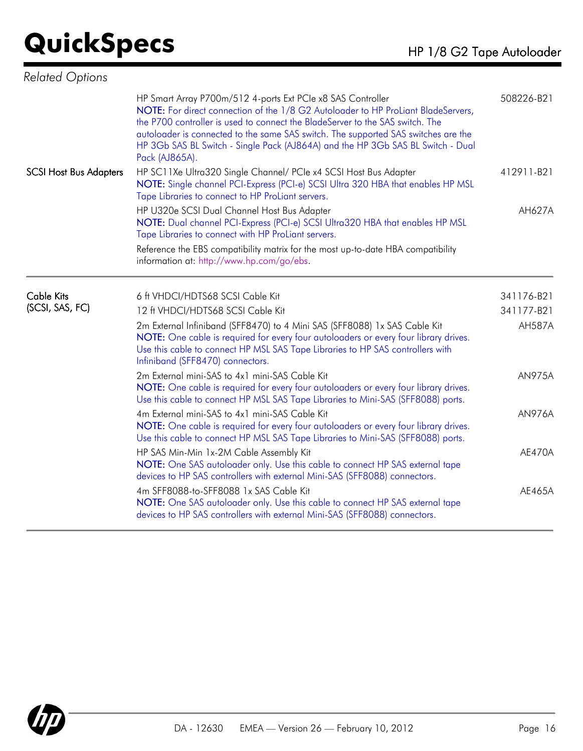## Related Options

| | | |
|---|---|---|
| | HP Smart Array P700m/512 4-ports Ext PCIe x8 SAS Controller<br>**NOTE:** For direct connection of the 1/8 G2 Autoloader to HP ProLiant BladeServers, the P700 controller is used to connect the BladeServer to the SAS switch. The autoloader is connected to the same SAS switch. The supported SAS switches are the HP 3Gb SAS BL Switch - Single Pack (AJ864A) and the HP 3Gb SAS BL Switch - Dual Pack (AJ865A). | 508226-B21 |
| SCSI Host Bus Adapters | HP SC11Xe Ultra320 Single Channel/ PCIe x4 SCSI Host Bus Adapter<br>**NOTE:** Single channel PCI-Express (PCI-e) SCSI Ultra 320 HBA that enables HP MSL Tape Libraries to connect to HP ProLiant servers. | 412911-B21 |
| | HP U320e SCSI Dual Channel Host Bus Adapter<br>**NOTE:** Dual channel PCI-Express (PCI-e) SCSI Ultra320 HBA that enables HP MSL Tape Libraries to connect with HP ProLiant servers. | AH627A |
| | Reference the EBS compatibility matrix for the most up-to-date HBA compatibility information at: http://www.hp.com/go/ebs. | |

| | | |
|---|---|---|
| Cable Kits (SCSI, SAS, FC) | 6 ft VHDCI/HDTS68 SCSI Cable Kit | 341176-B21 |
| | 12 ft VHDCI/HDTS68 SCSI Cable Kit | 341177-B21 |
| | 2m External Infiniband (SFF8470) to 4 Mini SAS (SFF8088) 1x SAS Cable Kit<br>**NOTE:** One cable is required for every four autoloaders or every four library drives. Use this cable to connect HP MSL SAS Tape Libraries to HP SAS controllers with Infiniband (SFF8470) connectors. | AH587A |
| | 2m External mini-SAS to 4x1 mini-SAS Cable Kit<br>**NOTE:** One cable is required for every four autoloaders or every four library drives. Use this cable to connect HP MSL SAS Tape Libraries to Mini-SAS (SFF8088) ports. | AN975A |
| | 4m External mini-SAS to 4x1 mini-SAS Cable Kit<br>**NOTE:** One cable is required for every four autoloaders or every four library drives. Use this cable to connect HP MSL SAS Tape Libraries to Mini-SAS (SFF8088) ports. | AN976A |
| | HP SAS Min-Min 1x-2M Cable Assembly Kit<br>**NOTE:** One SAS autoloader only. Use this cable to connect HP SAS external tape devices to HP SAS controllers with external Mini-SAS (SFF8088) connectors. | AE470A |
| | 4m SFF8088-to-SFF8088 1x SAS Cable Kit<br>**NOTE:** One SAS autoloader only. Use this cable to connect HP SAS external tape devices to HP SAS controllers with external Mini-SAS (SFF8088) connectors. | AE465A |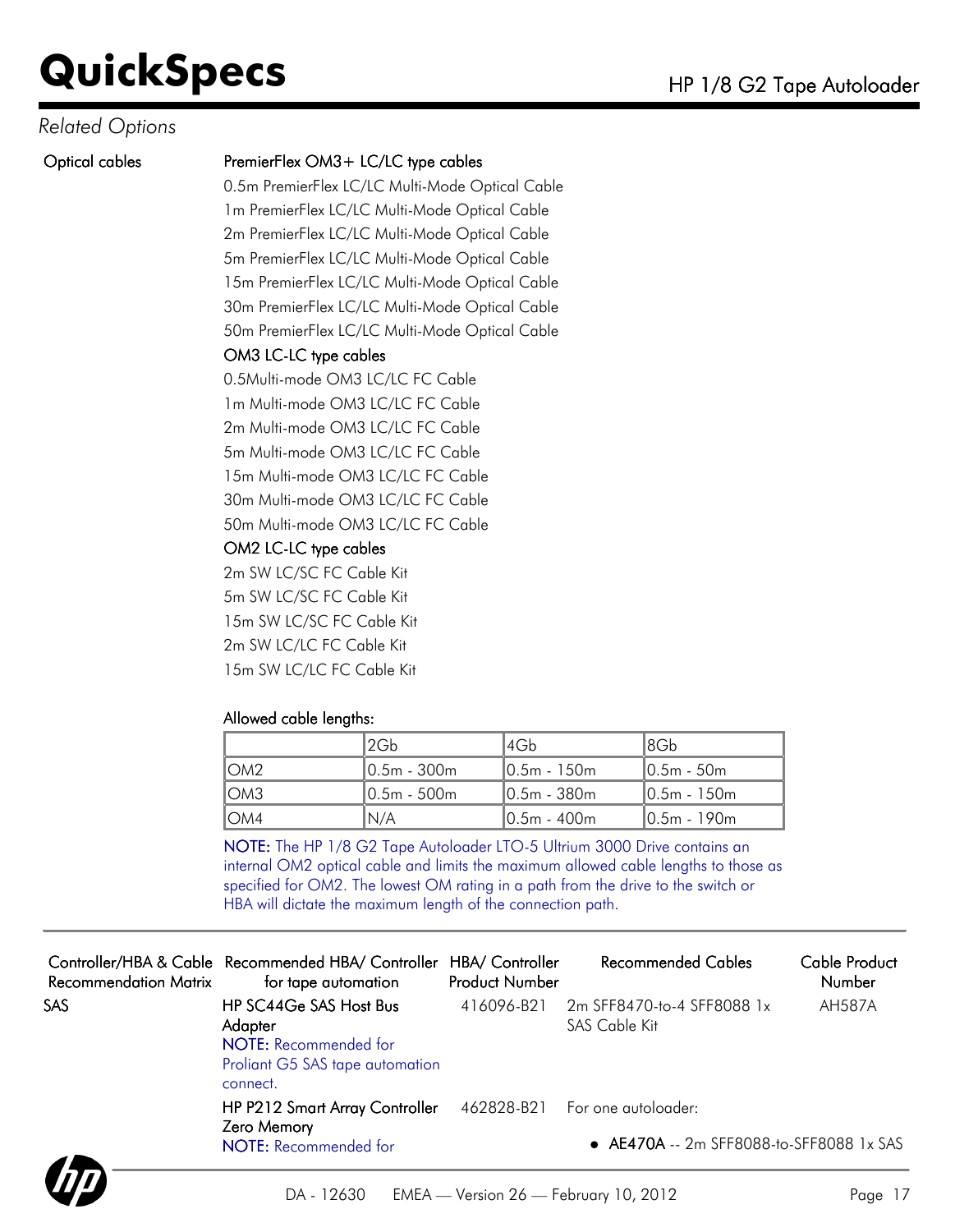## Related Options

**Optical cables**

**PremierFlex OM3+ LC/LC type cables**

0.5m PremierFlex LC/LC Multi-Mode Optical Cable
1m PremierFlex LC/LC Multi-Mode Optical Cable
2m PremierFlex LC/LC Multi-Mode Optical Cable
5m PremierFlex LC/LC Multi-Mode Optical Cable
15m PremierFlex LC/LC Multi-Mode Optical Cable
30m PremierFlex LC/LC Multi-Mode Optical Cable
50m PremierFlex LC/LC Multi-Mode Optical Cable

**OM3 LC-LC type cables**

0.5Multi-mode OM3 LC/LC FC Cable
1m Multi-mode OM3 LC/LC FC Cable
2m Multi-mode OM3 LC/LC FC Cable
5m Multi-mode OM3 LC/LC FC Cable
15m Multi-mode OM3 LC/LC FC Cable
30m Multi-mode OM3 LC/LC FC Cable
50m Multi-mode OM3 LC/LC FC Cable

**OM2 LC-LC type cables**

2m SW LC/SC FC Cable Kit
5m SW LC/SC FC Cable Kit
15m SW LC/SC FC Cable Kit
2m SW LC/LC FC Cable Kit
15m SW LC/LC FC Cable Kit

**Allowed cable lengths:**

| | 2Gb | 4Gb | 8Gb |
|---|---|---|---|
| OM2 | 0.5m - 300m | 0.5m - 150m | 0.5m - 50m |
| OM3 | 0.5m - 500m | 0.5m - 380m | 0.5m - 150m |
| OM4 | N/A | 0.5m - 400m | 0.5m - 190m |

**NOTE:** The HP 1/8 G2 Tape Autoloader LTO-5 Ultrium 3000 Drive contains an internal OM2 optical cable and limits the maximum allowed cable lengths to those as specified for OM2. The lowest OM rating in a path from the drive to the switch or HBA will dictate the maximum length of the connection path.

| Controller/HBA & Cable Recommendation Matrix | Recommended HBA/ Controller for tape automation | HBA/ Controller Product Number | Recommended Cables | Cable Product Number |
|---|---|---|---|---|
| SAS | HP SC44Ge SAS Host Bus Adapter<br>**NOTE:** Recommended for Proliant G5 SAS tape automation connect. | 416096-B21 | 2m SFF8470-to-4 SFF8088 1x SAS Cable Kit | AH587A |
| | HP P212 Smart Array Controller Zero Memory<br>**NOTE:** Recommended for | 462828-B21 | For one autoloader:<br>• **AE470A** -- 2m SFF8088-to-SFF8088 1x SAS | |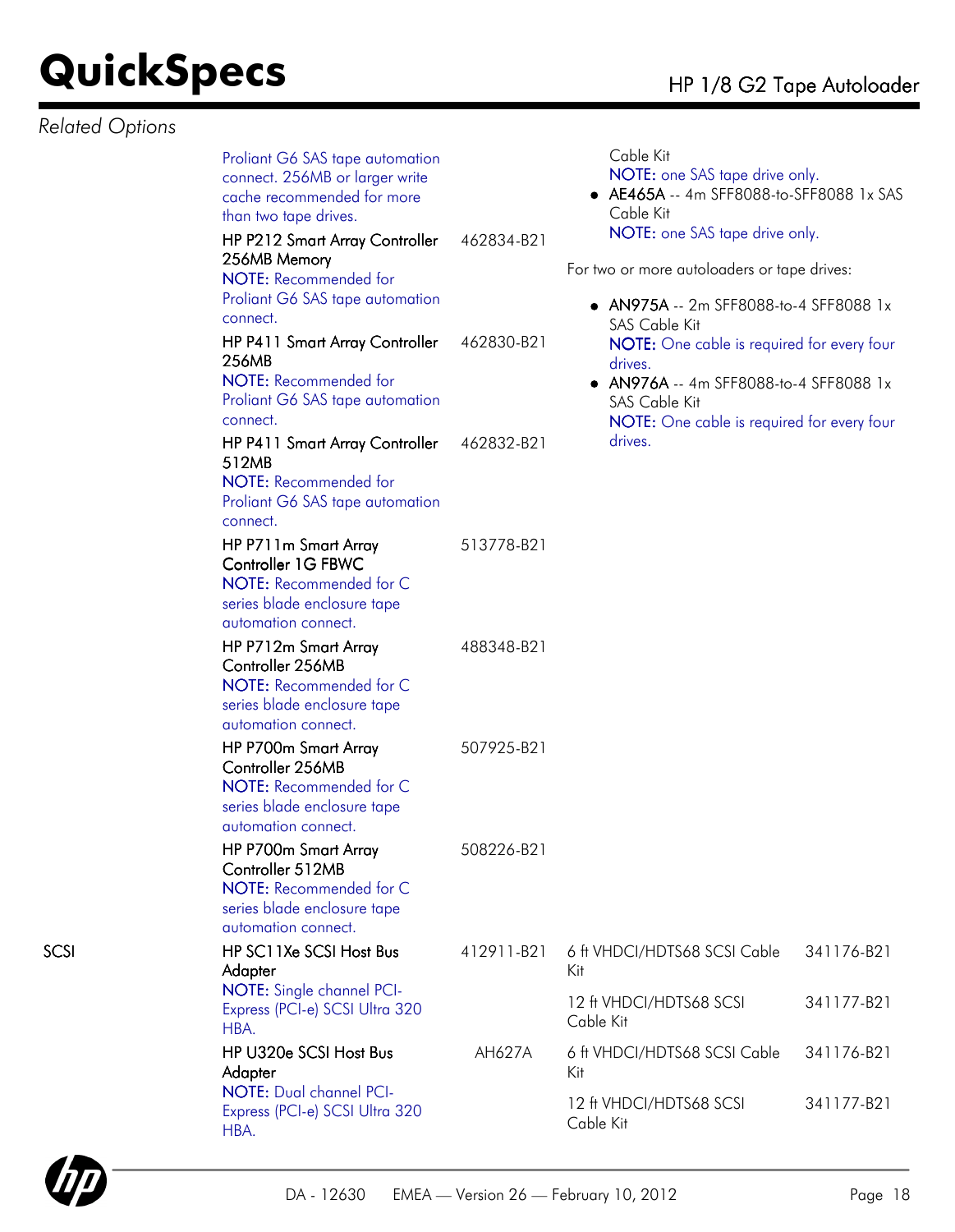*Related Options*

| Category | Option | Part Number | Cable | Cable Part Number |
|---|---|---|---|---|
| | Proliant G6 SAS tape automation connect. 256MB or larger write cache recommended for more than two tape drives. | | Cable Kit<br>**NOTE:** one SAS tape drive only.<br>• **AE465A** -- 4m SFF8088-to-SFF8088 1x SAS Cable Kit<br>**NOTE:** one SAS tape drive only.<br><br>For two or more autoloaders or tape drives:<br>• **AN975A** -- 2m SFF8088-to-4 SFF8088 1x SAS Cable Kit<br>**NOTE:** One cable is required for every four drives.<br>• **AN976A** -- 4m SFF8088-to-4 SFF8088 1x SAS Cable Kit<br>**NOTE:** One cable is required for every four drives. | |
| | HP P212 Smart Array Controller 256MB Memory<br>**NOTE:** Recommended for Proliant G6 SAS tape automation connect. | 462834-B21 | | |
| | HP P411 Smart Array Controller 256MB<br>**NOTE:** Recommended for Proliant G6 SAS tape automation connect. | 462830-B21 | | |
| | HP P411 Smart Array Controller 512MB<br>**NOTE:** Recommended for Proliant G6 SAS tape automation connect. | 462832-B21 | | |
| | HP P711m Smart Array Controller 1G FBWC<br>**NOTE:** Recommended for C series blade enclosure tape automation connect. | 513778-B21 | | |
| | HP P712m Smart Array Controller 256MB<br>**NOTE:** Recommended for C series blade enclosure tape automation connect. | 488348-B21 | | |
| | HP P700m Smart Array Controller 256MB<br>**NOTE:** Recommended for C series blade enclosure tape automation connect. | 507925-B21 | | |
| | HP P700m Smart Array Controller 512MB<br>**NOTE:** Recommended for C series blade enclosure tape automation connect. | 508226-B21 | | |
| SCSI | HP SC11Xe SCSI Host Bus Adapter<br>**NOTE:** Single channel PCI-Express (PCI-e) SCSI Ultra 320 HBA. | 412911-B21 | 6 ft VHDCI/HDTS68 SCSI Cable Kit | 341176-B21 |
| | | | 12 ft VHDCI/HDTS68 SCSI Cable Kit | 341177-B21 |
| | HP U320e SCSI Host Bus Adapter<br>**NOTE:** Dual channel PCI-Express (PCI-e) SCSI Ultra 320 HBA. | AH627A | 6 ft VHDCI/HDTS68 SCSI Cable Kit | 341176-B21 |
| | | | 12 ft VHDCI/HDTS68 SCSI Cable Kit | 341177-B21 |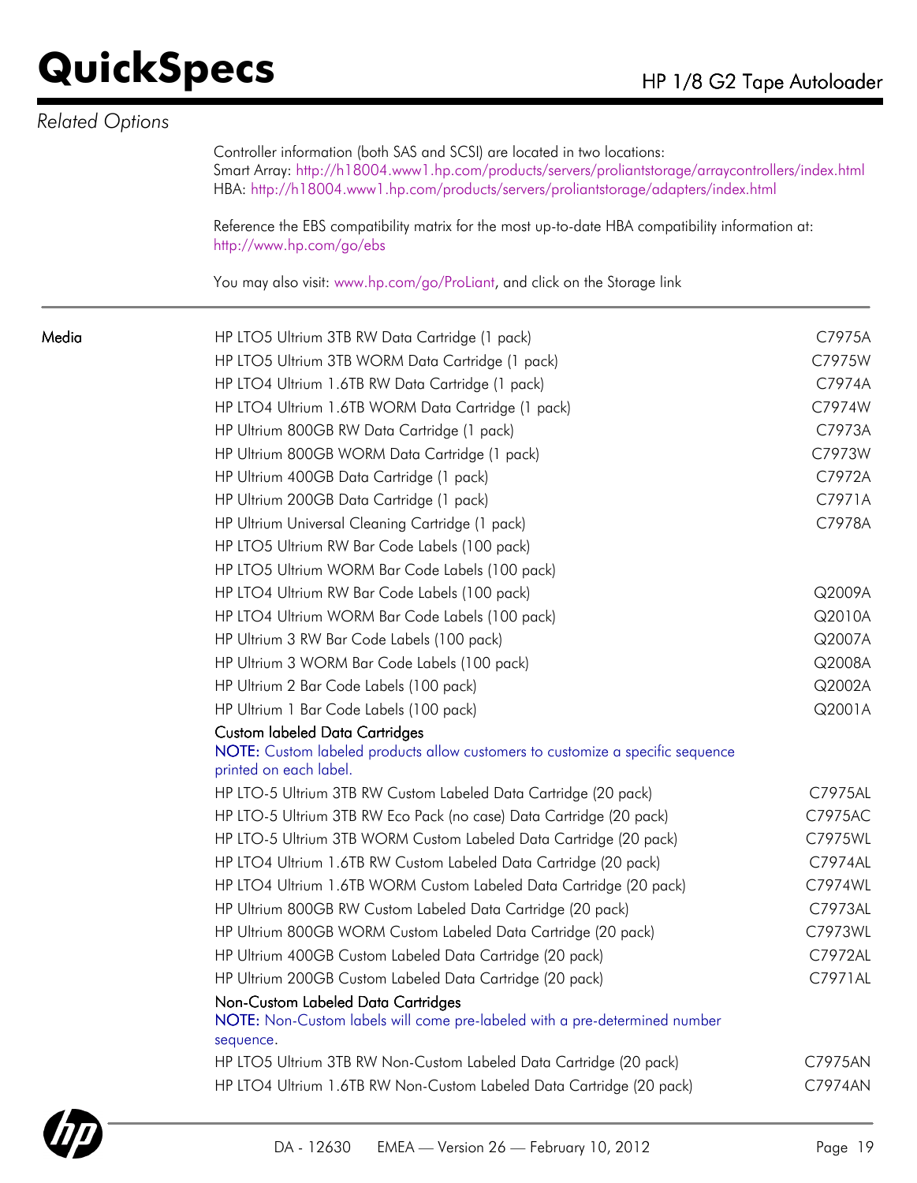## Related Options

Controller information (both SAS and SCSI) are located in two locations:
Smart Array: http://h18004.www1.hp.com/products/servers/proliantstorage/arraycontrollers/index.html
HBA: http://h18004.www1.hp.com/products/servers/proliantstorage/adapters/index.html

Reference the EBS compatibility matrix for the most up-to-date HBA compatibility information at: http://www.hp.com/go/ebs

You may also visit: www.hp.com/go/ProLiant, and click on the Storage link

### Media

| Description | Part Number |
|---|---|
| HP LTO5 Ultrium 3TB RW Data Cartridge (1 pack) | C7975A |
| HP LTO5 Ultrium 3TB WORM Data Cartridge (1 pack) | C7975W |
| HP LTO4 Ultrium 1.6TB RW Data Cartridge (1 pack) | C7974A |
| HP LTO4 Ultrium 1.6TB WORM Data Cartridge (1 pack) | C7974W |
| HP Ultrium 800GB RW Data Cartridge (1 pack) | C7973A |
| HP Ultrium 800GB WORM Data Cartridge (1 pack) | C7973W |
| HP Ultrium 400GB Data Cartridge (1 pack) | C7972A |
| HP Ultrium 200GB Data Cartridge (1 pack) | C7971A |
| HP Ultrium Universal Cleaning Cartridge (1 pack) | C7978A |
| HP LTO5 Ultrium RW Bar Code Labels (100 pack) | |
| HP LTO5 Ultrium WORM Bar Code Labels (100 pack) | |
| HP LTO4 Ultrium RW Bar Code Labels (100 pack) | Q2009A |
| HP LTO4 Ultrium WORM Bar Code Labels (100 pack) | Q2010A |
| HP Ultrium 3 RW Bar Code Labels (100 pack) | Q2007A |
| HP Ultrium 3 WORM Bar Code Labels (100 pack) | Q2008A |
| HP Ultrium 2 Bar Code Labels (100 pack) | Q2002A |
| HP Ultrium 1 Bar Code Labels (100 pack) | Q2001A |

**Custom labeled Data Cartridges**

**NOTE:** Custom labeled products allow customers to customize a specific sequence printed on each label.

| Description | Part Number |
|---|---|
| HP LTO-5 Ultrium 3TB RW Custom Labeled Data Cartridge (20 pack) | C7975AL |
| HP LTO-5 Ultrium 3TB RW Eco Pack (no case) Data Cartridge (20 pack) | C7975AC |
| HP LTO-5 Ultrium 3TB WORM Custom Labeled Data Cartridge (20 pack) | C7975WL |
| HP LTO4 Ultrium 1.6TB RW Custom Labeled Data Cartridge (20 pack) | C7974AL |
| HP LTO4 Ultrium 1.6TB WORM Custom Labeled Data Cartridge (20 pack) | C7974WL |
| HP Ultrium 800GB RW Custom Labeled Data Cartridge (20 pack) | C7973AL |
| HP Ultrium 800GB WORM Custom Labeled Data Cartridge (20 pack) | C7973WL |
| HP Ultrium 400GB Custom Labeled Data Cartridge (20 pack) | C7972AL |
| HP Ultrium 200GB Custom Labeled Data Cartridge (20 pack) | C7971AL |

**Non-Custom Labeled Data Cartridges**

**NOTE:** Non-Custom labels will come pre-labeled with a pre-determined number sequence.

| Description | Part Number |
|---|---|
| HP LTO5 Ultrium 3TB RW Non-Custom Labeled Data Cartridge (20 pack) | C7975AN |
| HP LTO4 Ultrium 1.6TB RW Non-Custom Labeled Data Cartridge (20 pack) | C7974AN |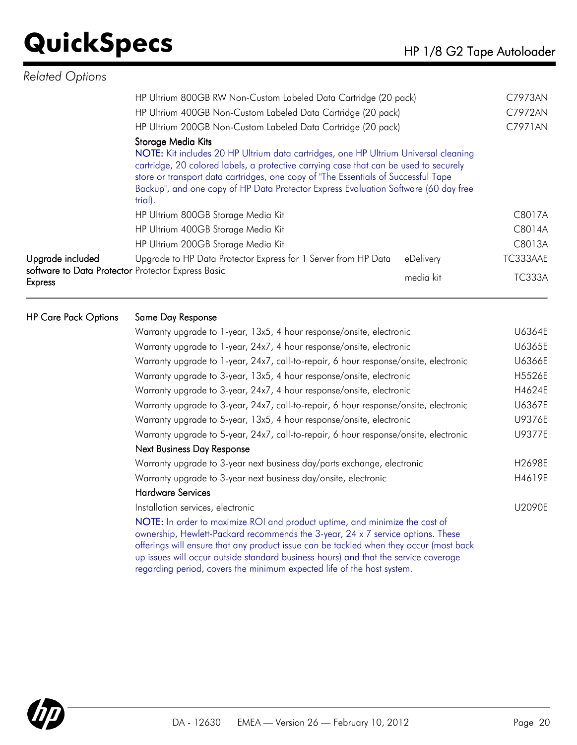## Related Options

| | | | |
|---|---|---|---|
| | HP Ultrium 800GB RW Non-Custom Labeled Data Cartridge (20 pack) | | C7973AN |
| | HP Ultrium 400GB Non-Custom Labeled Data Cartridge (20 pack) | | C7972AN |
| | HP Ultrium 200GB Non-Custom Labeled Data Cartridge (20 pack) | | C7971AN |
| | **Storage Media Kits**<br>NOTE: Kit includes 20 HP Ultrium data cartridges, one HP Ultrium Universal cleaning cartridge, 20 colored labels, a protective carrying case that can be used to securely store or transport data cartridges, one copy of "The Essentials of Successful Tape Backup", and one copy of HP Data Protector Express Evaluation Software (60 day free trial). | | |
| | HP Ultrium 800GB Storage Media Kit | | C8017A |
| | HP Ultrium 400GB Storage Media Kit | | C8014A |
| | HP Ultrium 200GB Storage Media Kit | | C8013A |
| Upgrade included software to Data Protector Express | Upgrade to HP Data Protector Express for 1 Server from HP Data Protector Express Basic | eDelivery | TC333AAE |
| | | media kit | TC333A |

| | | |
|---|---|---|
| HP Care Pack Options | **Same Day Response** | |
| | Warranty upgrade to 1-year, 13x5, 4 hour response/onsite, electronic | U6364E |
| | Warranty upgrade to 1-year, 24x7, 4 hour response/onsite, electronic | U6365E |
| | Warranty upgrade to 1-year, 24x7, call-to-repair, 6 hour response/onsite, electronic | U6366E |
| | Warranty upgrade to 3-year, 13x5, 4 hour response/onsite, electronic | H5526E |
| | Warranty upgrade to 3-year, 24x7, 4 hour response/onsite, electronic | H4624E |
| | Warranty upgrade to 3-year, 24x7, call-to-repair, 6 hour response/onsite, electronic | U6367E |
| | Warranty upgrade to 5-year, 13x5, 4 hour response/onsite, electronic | U9376E |
| | Warranty upgrade to 5-year, 24x7, call-to-repair, 6 hour response/onsite, electronic | U9377E |
| | **Next Business Day Response** | |
| | Warranty upgrade to 3-year next business day/parts exchange, electronic | H2698E |
| | Warranty upgrade to 3-year next business day/onsite, electronic | H4619E |
| | **Hardware Services** | |
| | Installation services, electronic | U2090E |

NOTE: In order to maximize ROI and product uptime, and minimize the cost of ownership, Hewlett-Packard recommends the 3-year, 24 x 7 service options. These offerings will ensure that any product issue can be tackled when they occur (most back up issues will occur outside standard business hours) and that the service coverage regarding period, covers the minimum expected life of the host system.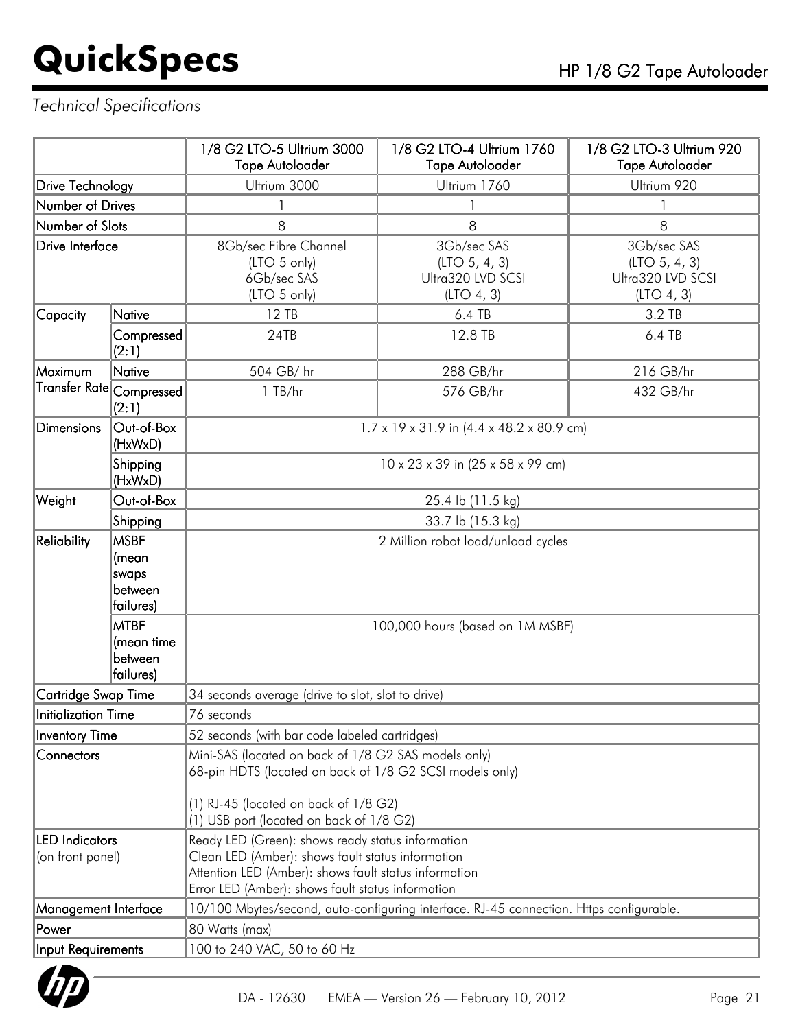*Technical Specifications*

| | | 1/8 G2 LTO-5 Ultrium 3000 Tape Autoloader | 1/8 G2 LTO-4 Ultrium 1760 Tape Autoloader | 1/8 G2 LTO-3 Ultrium 920 Tape Autoloader |
|---|---|---|---|---|
| Drive Technology | | Ultrium 3000 | Ultrium 1760 | Ultrium 920 |
| Number of Drives | | 1 | 1 | 1 |
| Number of Slots | | 8 | 8 | 8 |
| Drive Interface | | 8Gb/sec Fibre Channel (LTO 5 only) 6Gb/sec SAS (LTO 5 only) | 3Gb/sec SAS (LTO 5, 4, 3) Ultra320 LVD SCSI (LTO 4, 3) | 3Gb/sec SAS (LTO 5, 4, 3) Ultra320 LVD SCSI (LTO 4, 3) |
| Capacity | Native | 12 TB | 6.4 TB | 3.2 TB |
| | Compressed (2:1) | 24TB | 12.8 TB | 6.4 TB |
| Maximum Transfer Rate | Native | 504 GB/ hr | 288 GB/hr | 216 GB/hr |
| | Compressed (2:1) | 1 TB/hr | 576 GB/hr | 432 GB/hr |
| Dimensions | Out-of-Box (HxWxD) | 1.7 x 19 x 31.9 in (4.4 x 48.2 x 80.9 cm) | | |
| | Shipping (HxWxD) | 10 x 23 x 39 in (25 x 58 x 99 cm) | | |
| Weight | Out-of-Box | 25.4 lb (11.5 kg) | | |
| | Shipping | 33.7 lb (15.3 kg) | | |
| Reliability | MSBF (mean swaps between failures) | 2 Million robot load/unload cycles | | |
| | MTBF (mean time between failures) | 100,000 hours (based on 1M MSBF) | | |
| Cartridge Swap Time | | 34 seconds average (drive to slot, slot to drive) | | |
| Initialization Time | | 76 seconds | | |
| Inventory Time | | 52 seconds (with bar code labeled cartridges) | | |
| Connectors | | Mini-SAS (located on back of 1/8 G2 SAS models only) 68-pin HDTS (located on back of 1/8 G2 SCSI models only) (1) RJ-45 (located on back of 1/8 G2) (1) USB port (located on back of 1/8 G2) | | |
| LED Indicators (on front panel) | | Ready LED (Green): shows ready status information Clean LED (Amber): shows fault status information Attention LED (Amber): shows fault status information Error LED (Amber): shows fault status information | | |
| Management Interface | | 10/100 Mbytes/second, auto-configuring interface. RJ-45 connection. Https configurable. | | |
| Power | | 80 Watts (max) | | |
| Input Requirements | | 100 to 240 VAC, 50 to 60 Hz | | |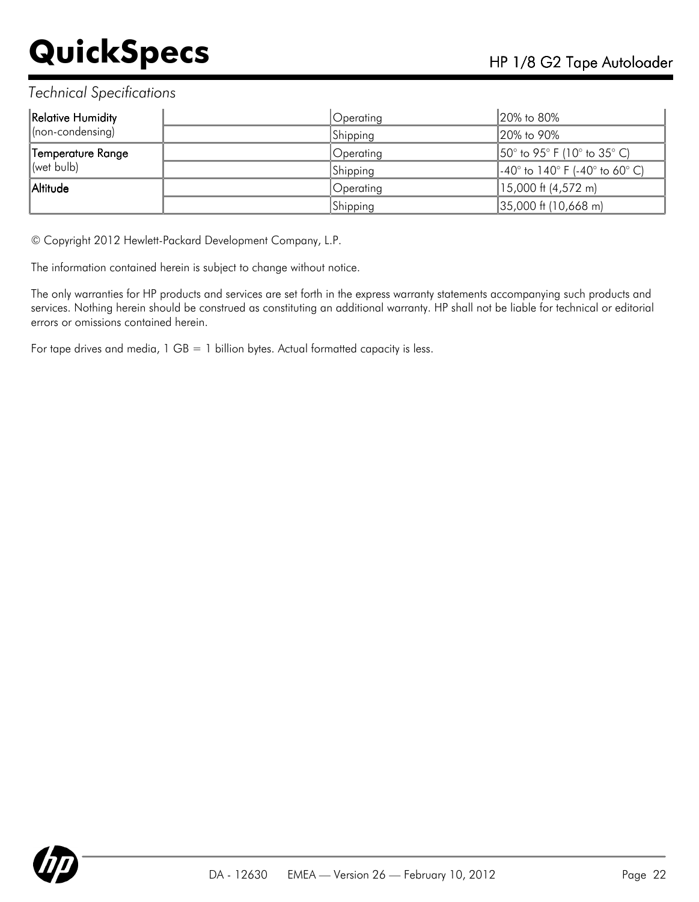*Technical Specifications*

| | | | |
|---|---|---|---|
| **Relative Humidity** (non-condensing) | | Operating | 20% to 80% |
| | | Shipping | 20% to 90% |
| **Temperature Range** (wet bulb) | | Operating | 50° to 95° F (10° to 35° C) |
| | | Shipping | -40° to 140° F (-40° to 60° C) |
| **Altitude** | | Operating | 15,000 ft (4,572 m) |
| | | Shipping | 35,000 ft (10,668 m) |

© Copyright 2012 Hewlett-Packard Development Company, L.P.

The information contained herein is subject to change without notice.

The only warranties for HP products and services are set forth in the express warranty statements accompanying such products and services. Nothing herein should be construed as constituting an additional warranty. HP shall not be liable for technical or editorial errors or omissions contained herein.

For tape drives and media, 1 GB = 1 billion bytes. Actual formatted capacity is less.